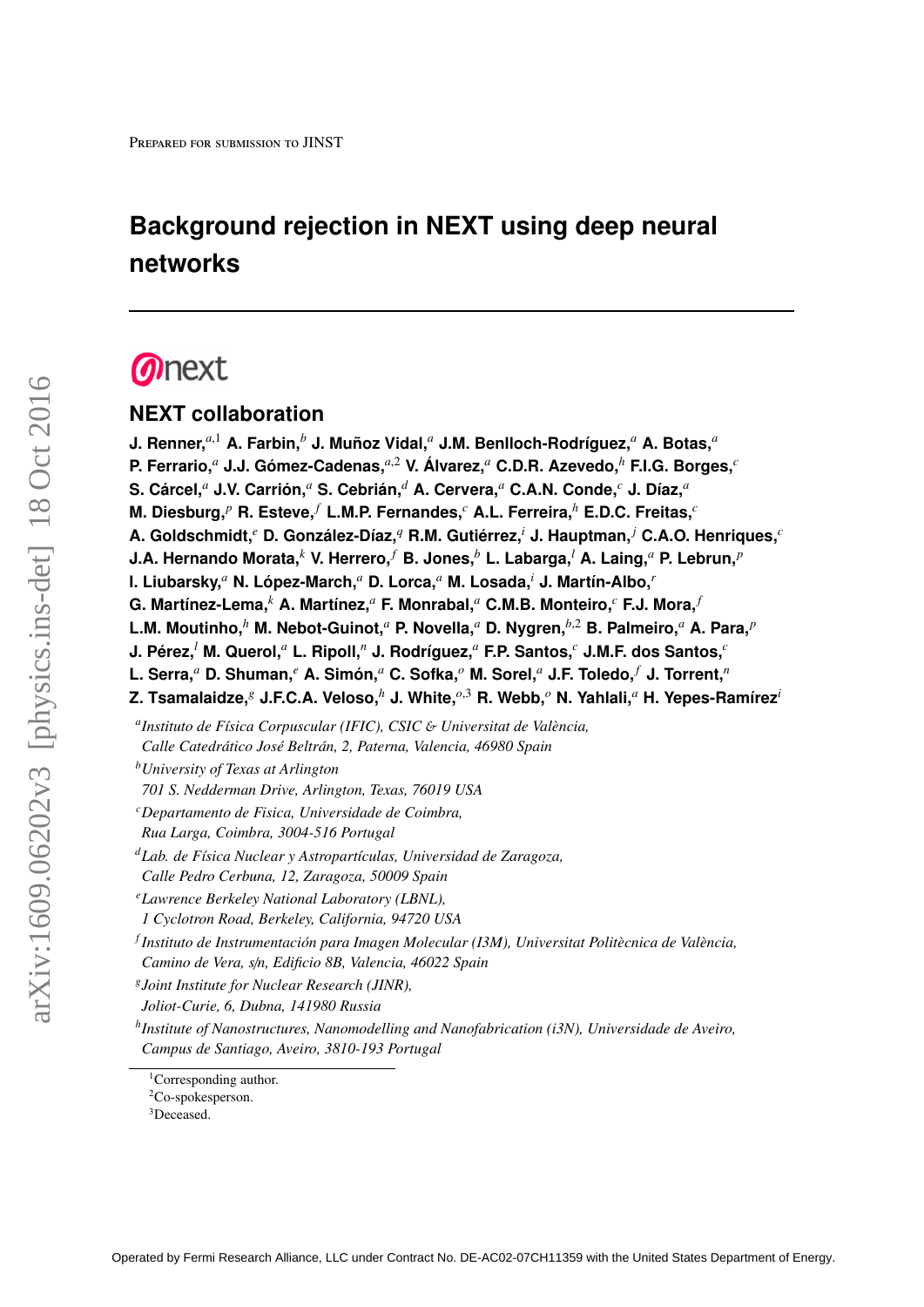Prepared for submission to JINST

# Background rejection in NEXT using deep neural networks

## NEXT collaboration

**J. Renner,[a,1] A. Farbin,[b] J. Muñoz Vidal,[a] J.M. Benlloch-Rodríguez,[a] A. Botas,[a] P. Ferrario,[a] J.J. Gómez-Cadenas,[a,2] V. Álvarez,[a] C.D.R. Azevedo,[h] F.I.G. Borges,[c] S. Cárcel,[a] J.V. Carrión,[a] S. Cebrián,[d] A. Cervera,[a] C.A.N. Conde,[c] J. Díaz,[a] M. Diesburg,[p] R. Esteve,[f] L.M.P. Fernandes,[c] A.L. Ferreira,[h] E.D.C. Freitas,[c] A. Goldschmidt,[e] D. González-Díaz,[q] R.M. Gutiérrez,[i] J. Hauptman,[j] C.A.O. Henriques,[c] J.A. Hernando Morata,[k] V. Herrero,[f] B. Jones,[b] L. Labarga,[l] A. Laing,[a] P. Lebrun,[p] I. Liubarsky,[a] N. López-March,[a] D. Lorca,[a] M. Losada,[i] J. Martín-Albo,[r] G. Martínez-Lema,[k] A. Martínez,[a] F. Monrabal,[a] C.M.B. Monteiro,[c] F.J. Mora,[f] L.M. Moutinho,[h] M. Nebot-Guinot,[a] P. Novella,[a] D. Nygren,[b,2] B. Palmeiro,[a] A. Para,[p] J. Pérez,[l] M. Querol,[a] L. Ripoll,[n] J. Rodríguez,[a] F.P. Santos,[c] J.M.F. dos Santos,[c] L. Serra,[a] D. Shuman,[e] A. Simón,[a] C. Sofka,[o] M. Sorel,[a] J.F. Toledo,[f] J. Torrent,[n] Z. Tsamalaidze,[g] J.F.C.A. Veloso,[h] J. White,[o,3] R. Webb,[o] N. Yahlali,[a] H. Yepes-Ramírez[i]**

[a] *Instituto de Física Corpuscular (IFIC), CSIC & Universitat de València, Calle Catedrático José Beltrán, 2, Paterna, Valencia, 46980 Spain*

[b] *University of Texas at Arlington 701 S. Nedderman Drive, Arlington, Texas, 76019 USA*

[c] *Departamento de Fisica, Universidade de Coimbra, Rua Larga, Coimbra, 3004-516 Portugal*

[d] *Lab. de Física Nuclear y Astropartículas, Universidad de Zaragoza, Calle Pedro Cerbuna, 12, Zaragoza, 50009 Spain*

[e] *Lawrence Berkeley National Laboratory (LBNL), 1 Cyclotron Road, Berkeley, California, 94720 USA*

[f] *Instituto de Instrumentación para Imagen Molecular (I3M), Universitat Politècnica de València, Camino de Vera, s/n, Edificio 8B, Valencia, 46022 Spain*

[g] *Joint Institute for Nuclear Research (JINR), Joliot-Curie, 6, Dubna, 141980 Russia*

[h] *Institute of Nanostructures, Nanomodelling and Nanofabrication (i3N), Universidade de Aveiro, Campus de Santiago, Aveiro, 3810-193 Portugal*

[1] Corresponding author.

[2] Co-spokesperson.

[3] Deceased.

Operated by Fermi Research Alliance, LLC under Contract No. DE-AC02-07CH11359 with the United States Department of Energy.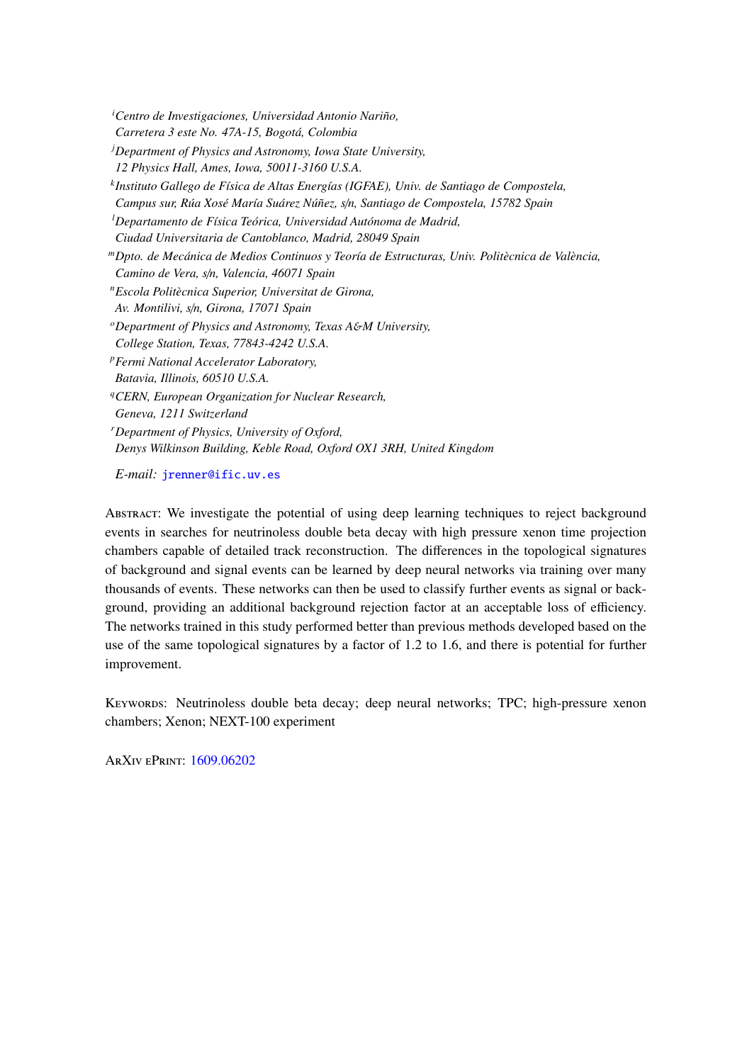[i] *Centro de Investigaciones, Universidad Antonio Nariño,*
*Carretera 3 este No. 47A-15, Bogotá, Colombia*

[j] *Department of Physics and Astronomy, Iowa State University,*
*12 Physics Hall, Ames, Iowa, 50011-3160 U.S.A.*

[k] *Instituto Gallego de Física de Altas Energías (IGFAE), Univ. de Santiago de Compostela,*
*Campus sur, Rúa Xosé María Suárez Núñez, s/n, Santiago de Compostela, 15782 Spain*

[l] *Departamento de Física Teórica, Universidad Autónoma de Madrid,*
*Ciudad Universitaria de Cantoblanco, Madrid, 28049 Spain*

[m] *Dpto. de Mecánica de Medios Continuos y Teoría de Estructuras, Univ. Politècnica de València,*
*Camino de Vera, s/n, Valencia, 46071 Spain*

[n] *Escola Politècnica Superior, Universitat de Girona,*
*Av. Montilivi, s/n, Girona, 17071 Spain*

[o] *Department of Physics and Astronomy, Texas A&M University,*
*College Station, Texas, 77843-4242 U.S.A.*

[p] *Fermi National Accelerator Laboratory,*
*Batavia, Illinois, 60510 U.S.A.*

[q] *CERN, European Organization for Nuclear Research,*
*Geneva, 1211 Switzerland*

[r] *Department of Physics, University of Oxford,*
*Denys Wilkinson Building, Keble Road, Oxford OX1 3RH, United Kingdom*

*E-mail:* jrenner@ific.uv.es

Abstract: We investigate the potential of using deep learning techniques to reject background events in searches for neutrinoless double beta decay with high pressure xenon time projection chambers capable of detailed track reconstruction. The differences in the topological signatures of background and signal events can be learned by deep neural networks via training over many thousands of events. These networks can then be used to classify further events as signal or background, providing an additional background rejection factor at an acceptable loss of efficiency. The networks trained in this study performed better than previous methods developed based on the use of the same topological signatures by a factor of 1.2 to 1.6, and there is potential for further improvement.

Keywords: Neutrinoless double beta decay; deep neural networks; TPC; high-pressure xenon chambers; Xenon; NEXT-100 experiment

ArXiv ePrint: 1609.06202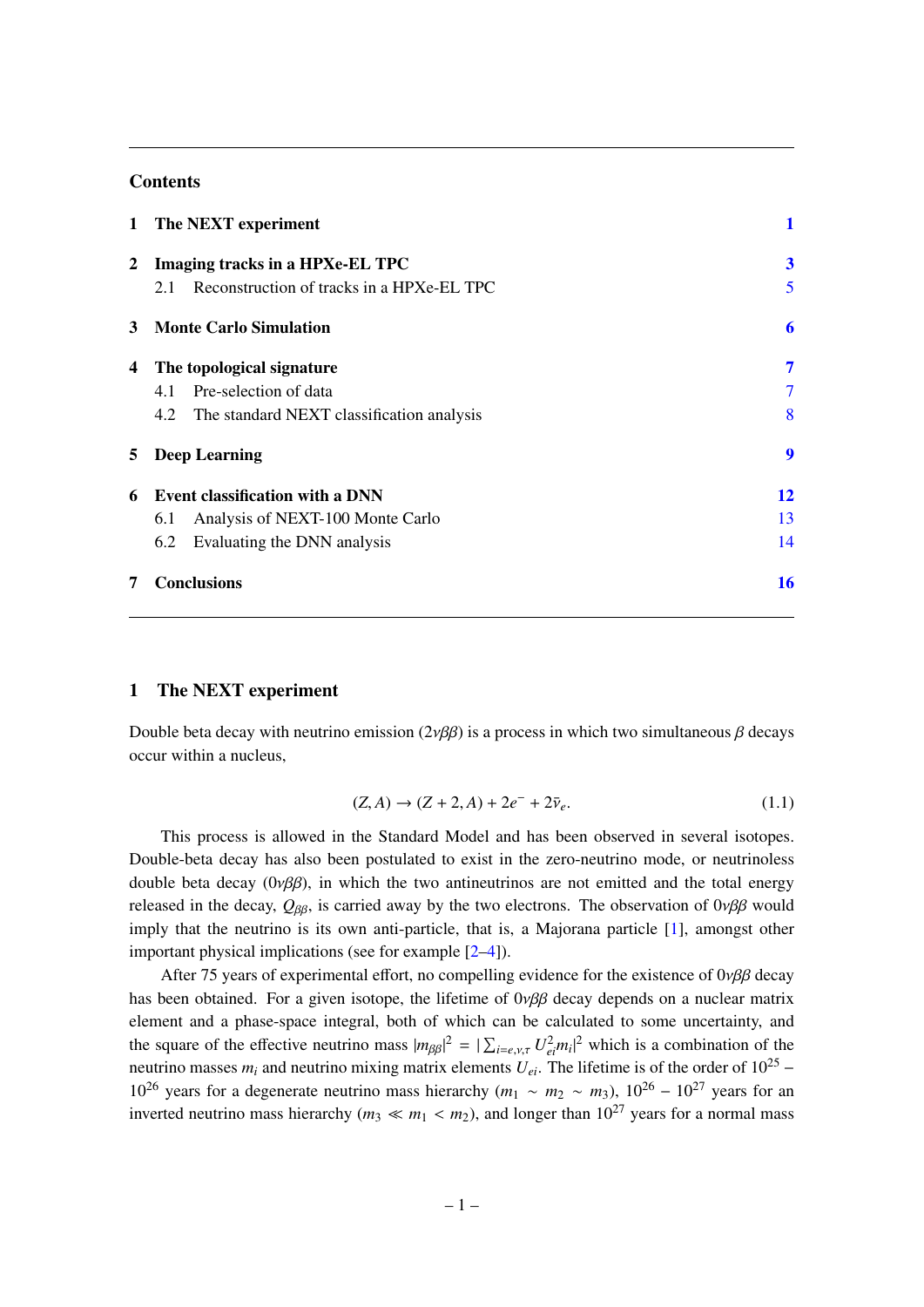## Contents

| | | |
|---|---|---|
| **1** | **The NEXT experiment** | **1** |
| **2** | **Imaging tracks in a HPXe-EL TPC** | **3** |
| | 2.1 Reconstruction of tracks in a HPXe-EL TPC | 5 |
| **3** | **Monte Carlo Simulation** | **6** |
| **4** | **The topological signature** | **7** |
| | 4.1 Pre-selection of data | 7 |
| | 4.2 The standard NEXT classification analysis | 8 |
| **5** | **Deep Learning** | **9** |
| **6** | **Event classification with a DNN** | **12** |
| | 6.1 Analysis of NEXT-100 Monte Carlo | 13 |
| | 6.2 Evaluating the DNN analysis | 14 |
| **7** | **Conclusions** | **16** |

# 1 The NEXT experiment

Double beta decay with neutrino emission ($2\nu\beta\beta$) is a process in which two simultaneous $\beta$ decays occur within a nucleus,

$$(Z, A) \rightarrow (Z + 2, A) + 2e^{-} + 2\bar{\nu}_e. \tag{1.1}$$

This process is allowed in the Standard Model and has been observed in several isotopes. Double-beta decay has also been postulated to exist in the zero-neutrino mode, or neutrinoless double beta decay ($0\nu\beta\beta$), in which the two antineutrinos are not emitted and the total energy released in the decay, $Q_{\beta\beta}$, is carried away by the two electrons. The observation of $0\nu\beta\beta$ would imply that the neutrino is its own anti-particle, that is, a Majorana particle [1], amongst other important physical implications (see for example [2–4]).

After 75 years of experimental effort, no compelling evidence for the existence of $0\nu\beta\beta$ decay has been obtained. For a given isotope, the lifetime of $0\nu\beta\beta$ decay depends on a nuclear matrix element and a phase-space integral, both of which can be calculated to some uncertainty, and the square of the effective neutrino mass $|m_{\beta\beta}|^2 = |\sum_{i=e,\nu,\tau} U_{ei}^2 m_i|^2$ which is a combination of the neutrino masses $m_i$ and neutrino mixing matrix elements $U_{ei}$. The lifetime is of the order of $10^{25}$ – $10^{26}$ years for a degenerate neutrino mass hierarchy ($m_1 \sim m_2 \sim m_3$), $10^{26}$ – $10^{27}$ years for an inverted neutrino mass hierarchy ($m_3 \ll m_1 < m_2$), and longer than $10^{27}$ years for a normal mass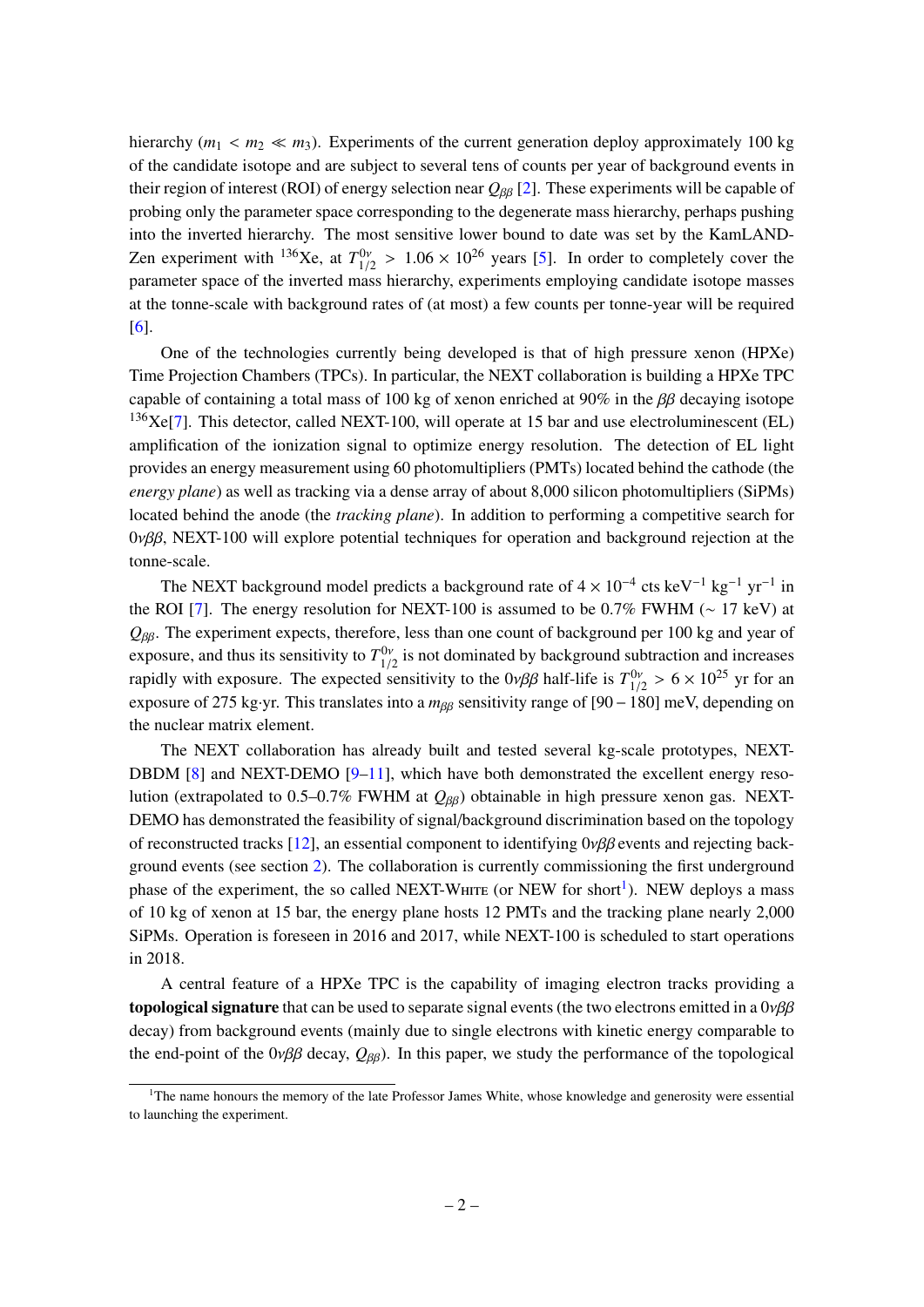hierarchy ($m_1 < m_2 \ll m_3$). Experiments of the current generation deploy approximately 100 kg of the candidate isotope and are subject to several tens of counts per year of background events in their region of interest (ROI) of energy selection near $Q_{\beta\beta}$ [2]. These experiments will be capable of probing only the parameter space corresponding to the degenerate mass hierarchy, perhaps pushing into the inverted hierarchy. The most sensitive lower bound to date was set by the KamLAND-Zen experiment with $^{136}$Xe, at $T_{1/2}^{0\nu} > 1.06 \times 10^{26}$ years [5]. In order to completely cover the parameter space of the inverted mass hierarchy, experiments employing candidate isotope masses at the tonne-scale with background rates of (at most) a few counts per tonne-year will be required [6].

One of the technologies currently being developed is that of high pressure xenon (HPXe) Time Projection Chambers (TPCs). In particular, the NEXT collaboration is building a HPXe TPC capable of containing a total mass of 100 kg of xenon enriched at 90% in the $\beta\beta$ decaying isotope $^{136}$Xe[7]. This detector, called NEXT-100, will operate at 15 bar and use electroluminescent (EL) amplification of the ionization signal to optimize energy resolution. The detection of EL light provides an energy measurement using 60 photomultipliers (PMTs) located behind the cathode (the *energy plane*) as well as tracking via a dense array of about 8,000 silicon photomultipliers (SiPMs) located behind the anode (the *tracking plane*). In addition to performing a competitive search for $0\nu\beta\beta$, NEXT-100 will explore potential techniques for operation and background rejection at the tonne-scale.

The NEXT background model predicts a background rate of $4 \times 10^{-4}$ cts keV$^{-1}$ kg$^{-1}$ yr$^{-1}$ in the ROI [7]. The energy resolution for NEXT-100 is assumed to be 0.7% FWHM ($\sim$ 17 keV) at $Q_{\beta\beta}$. The experiment expects, therefore, less than one count of background per 100 kg and year of exposure, and thus its sensitivity to $T_{1/2}^{0\nu}$ is not dominated by background subtraction and increases rapidly with exposure. The expected sensitivity to the $0\nu\beta\beta$ half-life is $T_{1/2}^{0\nu} > 6 \times 10^{25}$ yr for an exposure of 275 kg·yr. This translates into a $m_{\beta\beta}$ sensitivity range of [90 – 180] meV, depending on the nuclear matrix element.

The NEXT collaboration has already built and tested several kg-scale prototypes, NEXT-DBDM [8] and NEXT-DEMO [9–11], which have both demonstrated the excellent energy resolution (extrapolated to 0.5–0.7% FWHM at $Q_{\beta\beta}$) obtainable in high pressure xenon gas. NEXT-DEMO has demonstrated the feasibility of signal/background discrimination based on the topology of reconstructed tracks [12], an essential component to identifying $0\nu\beta\beta$ events and rejecting background events (see section 2). The collaboration is currently commissioning the first underground phase of the experiment, the so called NEXT-White (or NEW for short[1]). NEW deploys a mass of 10 kg of xenon at 15 bar, the energy plane hosts 12 PMTs and the tracking plane nearly 2,000 SiPMs. Operation is foreseen in 2016 and 2017, while NEXT-100 is scheduled to start operations in 2018.

A central feature of a HPXe TPC is the capability of imaging electron tracks providing a **topological signature** that can be used to separate signal events (the two electrons emitted in a $0\nu\beta\beta$ decay) from background events (mainly due to single electrons with kinetic energy comparable to the end-point of the $0\nu\beta\beta$ decay, $Q_{\beta\beta}$). In this paper, we study the performance of the topological

[1] The name honours the memory of the late Professor James White, whose knowledge and generosity were essential to launching the experiment.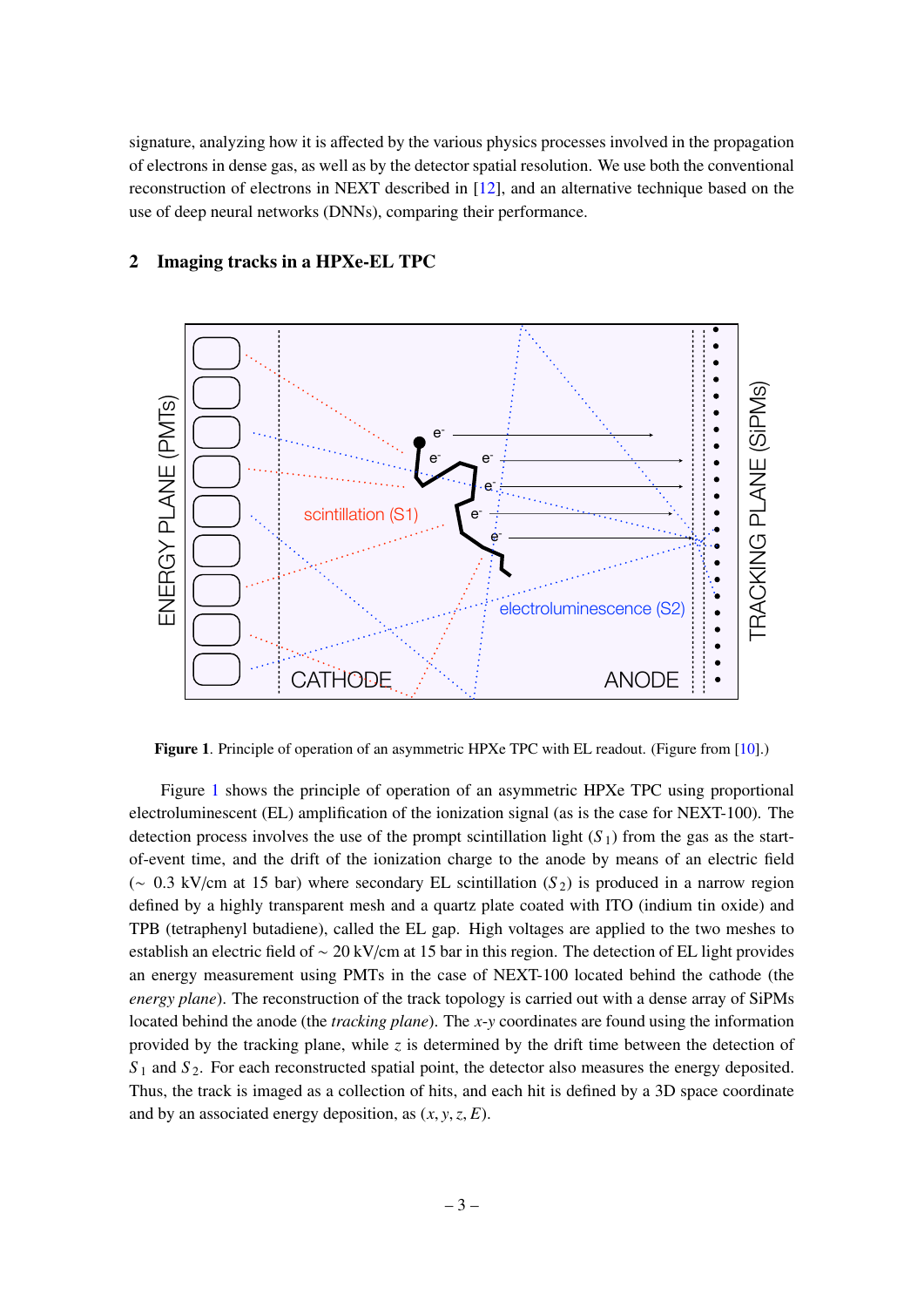signature, analyzing how it is affected by the various physics processes involved in the propagation of electrons in dense gas, as well as by the detector spatial resolution. We use both the conventional reconstruction of electrons in NEXT described in [12], and an alternative technique based on the use of deep neural networks (DNNs), comparing their performance.

## 2 Imaging tracks in a HPXe-EL TPC

**Figure 1**. Principle of operation of an asymmetric HPXe TPC with EL readout. (Figure from [10].)

Figure 1 shows the principle of operation of an asymmetric HPXe TPC using proportional electroluminescent (EL) amplification of the ionization signal (as is the case for NEXT-100). The detection process involves the use of the prompt scintillation light ($S_1$) from the gas as the start-of-event time, and the drift of the ionization charge to the anode by means of an electric field ($\sim$ 0.3 kV/cm at 15 bar) where secondary EL scintillation ($S_2$) is produced in a narrow region defined by a highly transparent mesh and a quartz plate coated with ITO (indium tin oxide) and TPB (tetraphenyl butadiene), called the EL gap. High voltages are applied to the two meshes to establish an electric field of $\sim$ 20 kV/cm at 15 bar in this region. The detection of EL light provides an energy measurement using PMTs in the case of NEXT-100 located behind the cathode (the *energy plane*). The reconstruction of the track topology is carried out with a dense array of SiPMs located behind the anode (the *tracking plane*). The $x$-$y$ coordinates are found using the information provided by the tracking plane, while $z$ is determined by the drift time between the detection of $S_1$ and $S_2$. For each reconstructed spatial point, the detector also measures the energy deposited. Thus, the track is imaged as a collection of hits, and each hit is defined by a 3D space coordinate and by an associated energy deposition, as $(x, y, z, E)$.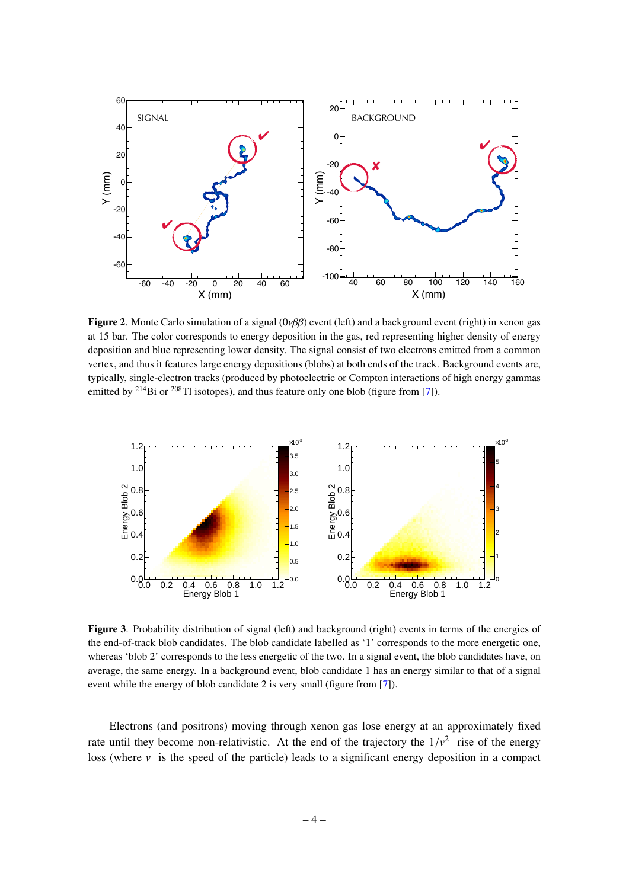**Figure 2**. Monte Carlo simulation of a signal ($0\nu\beta\beta$) event (left) and a background event (right) in xenon gas at 15 bar. The color corresponds to energy deposition in the gas, red representing higher density of energy deposition and blue representing lower density. The signal consist of two electrons emitted from a common vertex, and thus it features large energy depositions (blobs) at both ends of the track. Background events are, typically, single-electron tracks (produced by photoelectric or Compton interactions of high energy gammas emitted by $^{214}$Bi or $^{208}$Tl isotopes), and thus feature only one blob (figure from [7]).

**Figure 3**. Probability distribution of signal (left) and background (right) events in terms of the energies of the end-of-track blob candidates. The blob candidate labelled as '1' corresponds to the more energetic one, whereas 'blob 2' corresponds to the less energetic of the two. In a signal event, the blob candidates have, on average, the same energy. In a background event, blob candidate 1 has an energy similar to that of a signal event while the energy of blob candidate 2 is very small (figure from [7]).

Electrons (and positrons) moving through xenon gas lose energy at an approximately fixed rate until they become non-relativistic. At the end of the trajectory the $1/v^2$ rise of the energy loss (where $v$ is the speed of the particle) leads to a significant energy deposition in a compact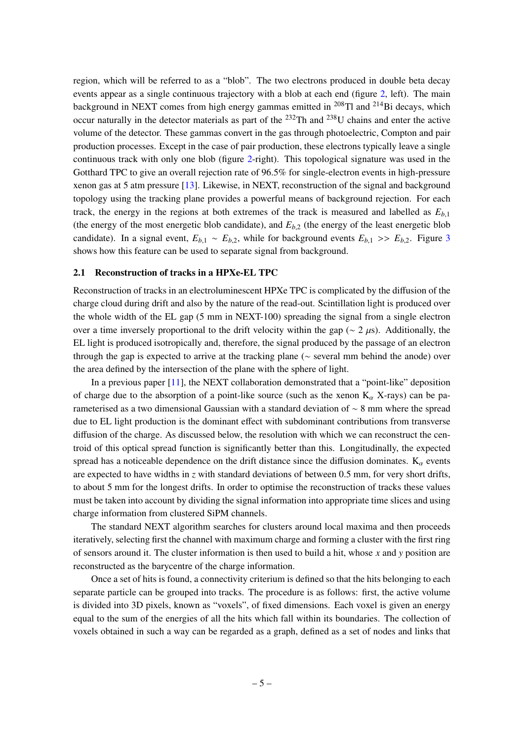region, which will be referred to as a "blob". The two electrons produced in double beta decay events appear as a single continuous trajectory with a blob at each end (figure 2, left). The main background in NEXT comes from high energy gammas emitted in $^{208}$Tl and $^{214}$Bi decays, which occur naturally in the detector materials as part of the $^{232}$Th and $^{238}$U chains and enter the active volume of the detector. These gammas convert in the gas through photoelectric, Compton and pair production processes. Except in the case of pair production, these electrons typically leave a single continuous track with only one blob (figure 2-right). This topological signature was used in the Gotthard TPC to give an overall rejection rate of 96.5% for single-electron events in high-pressure xenon gas at 5 atm pressure [13]. Likewise, in NEXT, reconstruction of the signal and background topology using the tracking plane provides a powerful means of background rejection. For each track, the energy in the regions at both extremes of the track is measured and labelled as $E_{b,1}$ (the energy of the most energetic blob candidate), and $E_{b,2}$ (the energy of the least energetic blob candidate). In a signal event, $E_{b,1} \sim E_{b,2}$, while for background events $E_{b,1} >> E_{b,2}$. Figure 3 shows how this feature can be used to separate signal from background.

### 2.1 Reconstruction of tracks in a HPXe-EL TPC

Reconstruction of tracks in an electroluminescent HPXe TPC is complicated by the diffusion of the charge cloud during drift and also by the nature of the read-out. Scintillation light is produced over the whole width of the EL gap (5 mm in NEXT-100) spreading the signal from a single electron over a time inversely proportional to the drift velocity within the gap ($\sim 2\ \mu$s). Additionally, the EL light is produced isotropically and, therefore, the signal produced by the passage of an electron through the gap is expected to arrive at the tracking plane ($\sim$ several mm behind the anode) over the area defined by the intersection of the plane with the sphere of light.

In a previous paper [11], the NEXT collaboration demonstrated that a "point-like" deposition of charge due to the absorption of a point-like source (such as the xenon $K_\alpha$ X-rays) can be parameterised as a two dimensional Gaussian with a standard deviation of $\sim 8$ mm where the spread due to EL light production is the dominant effect with subdominant contributions from transverse diffusion of the charge. As discussed below, the resolution with which we can reconstruct the centroid of this optical spread function is significantly better than this. Longitudinally, the expected spread has a noticeable dependence on the drift distance since the diffusion dominates. $K_\alpha$ events are expected to have widths in $z$ with standard deviations of between 0.5 mm, for very short drifts, to about 5 mm for the longest drifts. In order to optimise the reconstruction of tracks these values must be taken into account by dividing the signal information into appropriate time slices and using charge information from clustered SiPM channels.

The standard NEXT algorithm searches for clusters around local maxima and then proceeds iteratively, selecting first the channel with maximum charge and forming a cluster with the first ring of sensors around it. The cluster information is then used to build a hit, whose $x$ and $y$ position are reconstructed as the barycentre of the charge information.

Once a set of hits is found, a connectivity criterium is defined so that the hits belonging to each separate particle can be grouped into tracks. The procedure is as follows: first, the active volume is divided into 3D pixels, known as "voxels", of fixed dimensions. Each voxel is given an energy equal to the sum of the energies of all the hits which fall within its boundaries. The collection of voxels obtained in such a way can be regarded as a graph, defined as a set of nodes and links that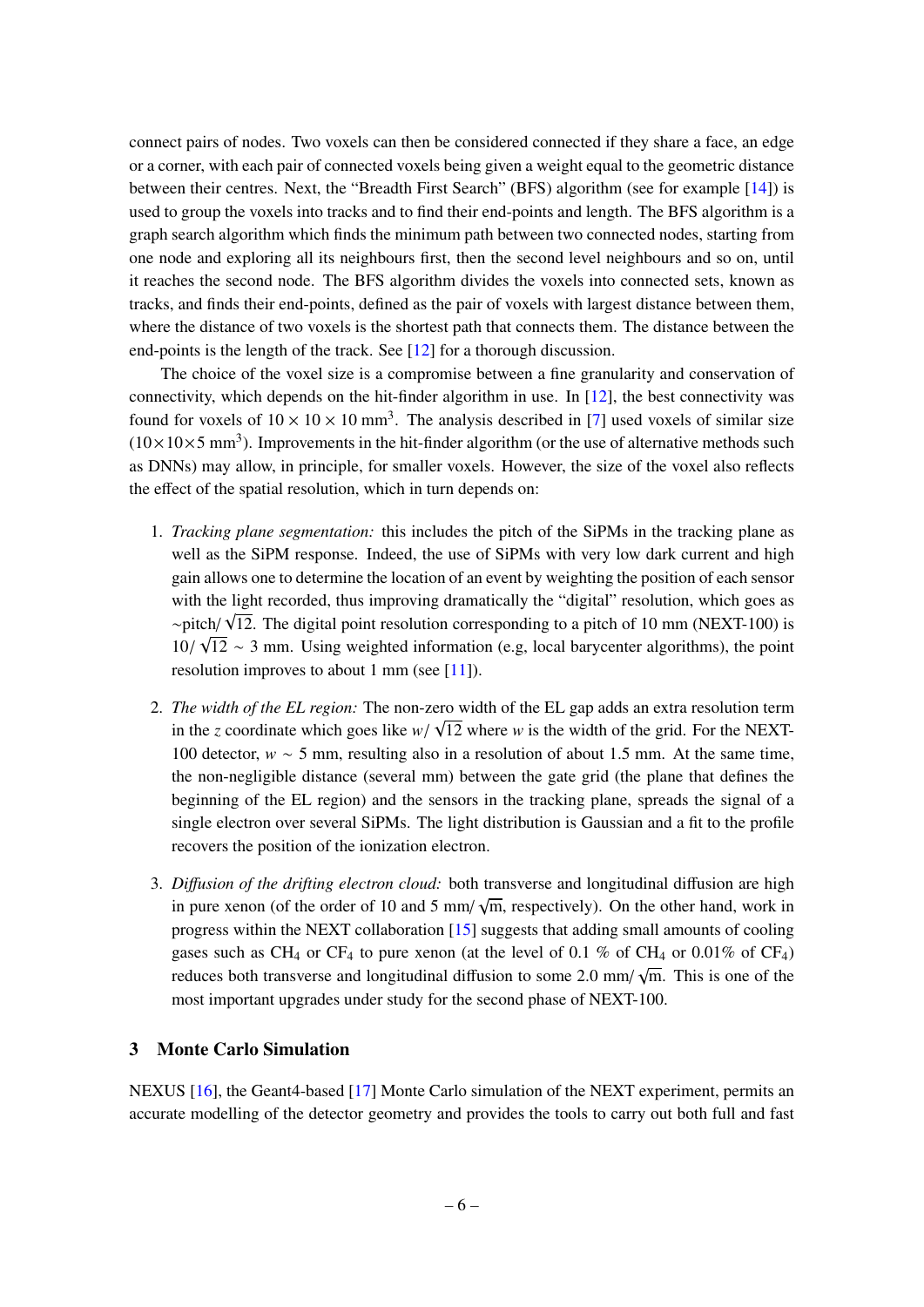connect pairs of nodes. Two voxels can then be considered connected if they share a face, an edge or a corner, with each pair of connected voxels being given a weight equal to the geometric distance between their centres. Next, the "Breadth First Search" (BFS) algorithm (see for example [14]) is used to group the voxels into tracks and to find their end-points and length. The BFS algorithm is a graph search algorithm which finds the minimum path between two connected nodes, starting from one node and exploring all its neighbours first, then the second level neighbours and so on, until it reaches the second node. The BFS algorithm divides the voxels into connected sets, known as tracks, and finds their end-points, defined as the pair of voxels with largest distance between them, where the distance of two voxels is the shortest path that connects them. The distance between the end-points is the length of the track. See [12] for a thorough discussion.

The choice of the voxel size is a compromise between a fine granularity and conservation of connectivity, which depends on the hit-finder algorithm in use. In [12], the best connectivity was found for voxels of $10 \times 10 \times 10$ mm$^3$. The analysis described in [7] used voxels of similar size ($10 \times 10 \times 5$ mm$^3$). Improvements in the hit-finder algorithm (or the use of alternative methods such as DNNs) may allow, in principle, for smaller voxels. However, the size of the voxel also reflects the effect of the spatial resolution, which in turn depends on:

1. *Tracking plane segmentation:* this includes the pitch of the SiPMs in the tracking plane as well as the SiPM response. Indeed, the use of SiPMs with very low dark current and high gain allows one to determine the location of an event by weighting the position of each sensor with the light recorded, thus improving dramatically the "digital" resolution, which goes as $\sim$pitch/$\sqrt{12}$. The digital point resolution corresponding to a pitch of 10 mm (NEXT-100) is $10/\sqrt{12} \sim 3$ mm. Using weighted information (e.g, local barycenter algorithms), the point resolution improves to about 1 mm (see [11]).

2. *The width of the EL region:* The non-zero width of the EL gap adds an extra resolution term in the $z$ coordinate which goes like $w/\sqrt{12}$ where $w$ is the width of the grid. For the NEXT-100 detector, $w \sim 5$ mm, resulting also in a resolution of about 1.5 mm. At the same time, the non-negligible distance (several mm) between the gate grid (the plane that defines the beginning of the EL region) and the sensors in the tracking plane, spreads the signal of a single electron over several SiPMs. The light distribution is Gaussian and a fit to the profile recovers the position of the ionization electron.

3. *Diffusion of the drifting electron cloud:* both transverse and longitudinal diffusion are high in pure xenon (of the order of 10 and 5 mm/$\sqrt{\text{m}}$, respectively). On the other hand, work in progress within the NEXT collaboration [15] suggests that adding small amounts of cooling gases such as $CH_4$ or $CF_4$ to pure xenon (at the level of 0.1 % of $CH_4$ or 0.01% of $CF_4$) reduces both transverse and longitudinal diffusion to some 2.0 mm/$\sqrt{\text{m}}$. This is one of the most important upgrades under study for the second phase of NEXT-100.

## 3 Monte Carlo Simulation

NEXUS [16], the Geant4-based [17] Monte Carlo simulation of the NEXT experiment, permits an accurate modelling of the detector geometry and provides the tools to carry out both full and fast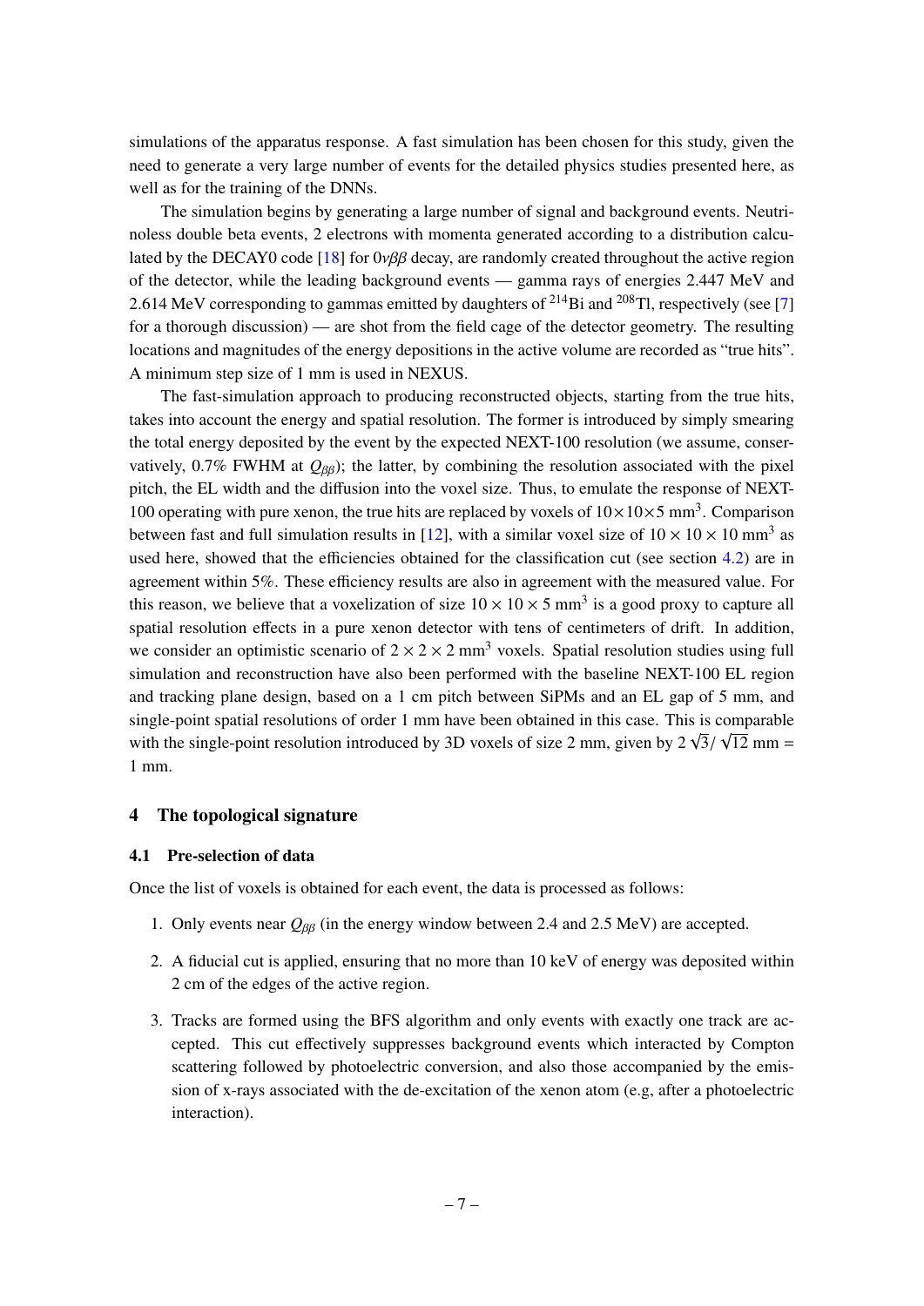simulations of the apparatus response. A fast simulation has been chosen for this study, given the need to generate a very large number of events for the detailed physics studies presented here, as well as for the training of the DNNs.

The simulation begins by generating a large number of signal and background events. Neutrinoless double beta events, 2 electrons with momenta generated according to a distribution calculated by the DECAY0 code [18] for $0\nu\beta\beta$ decay, are randomly created throughout the active region of the detector, while the leading background events — gamma rays of energies 2.447 MeV and 2.614 MeV corresponding to gammas emitted by daughters of $^{214}$Bi and $^{208}$Tl, respectively (see [7] for a thorough discussion) — are shot from the field cage of the detector geometry. The resulting locations and magnitudes of the energy depositions in the active volume are recorded as "true hits". A minimum step size of 1 mm is used in NEXUS.

The fast-simulation approach to producing reconstructed objects, starting from the true hits, takes into account the energy and spatial resolution. The former is introduced by simply smearing the total energy deposited by the event by the expected NEXT-100 resolution (we assume, conservatively, 0.7% FWHM at $Q_{\beta\beta}$); the latter, by combining the resolution associated with the pixel pitch, the EL width and the diffusion into the voxel size. Thus, to emulate the response of NEXT-100 operating with pure xenon, the true hits are replaced by voxels of $10\times10\times5$ mm$^3$. Comparison between fast and full simulation results in [12], with a similar voxel size of $10 \times 10 \times 10$ mm$^3$ as used here, showed that the efficiencies obtained for the classification cut (see section 4.2) are in agreement within 5%. These efficiency results are also in agreement with the measured value. For this reason, we believe that a voxelization of size $10 \times 10 \times 5$ mm$^3$ is a good proxy to capture all spatial resolution effects in a pure xenon detector with tens of centimeters of drift. In addition, we consider an optimistic scenario of $2 \times 2 \times 2$ mm$^3$ voxels. Spatial resolution studies using full simulation and reconstruction have also been performed with the baseline NEXT-100 EL region and tracking plane design, based on a 1 cm pitch between SiPMs and an EL gap of 5 mm, and single-point spatial resolutions of order 1 mm have been obtained in this case. This is comparable with the single-point resolution introduced by 3D voxels of size 2 mm, given by $2\sqrt{3}/\sqrt{12}$ mm = 1 mm.

## 4 The topological signature

### 4.1 Pre-selection of data

Once the list of voxels is obtained for each event, the data is processed as follows:

1. Only events near $Q_{\beta\beta}$ (in the energy window between 2.4 and 2.5 MeV) are accepted.

2. A fiducial cut is applied, ensuring that no more than 10 keV of energy was deposited within 2 cm of the edges of the active region.

3. Tracks are formed using the BFS algorithm and only events with exactly one track are accepted. This cut effectively suppresses background events which interacted by Compton scattering followed by photoelectric conversion, and also those accompanied by the emission of x-rays associated with the de-excitation of the xenon atom (e.g, after a photoelectric interaction).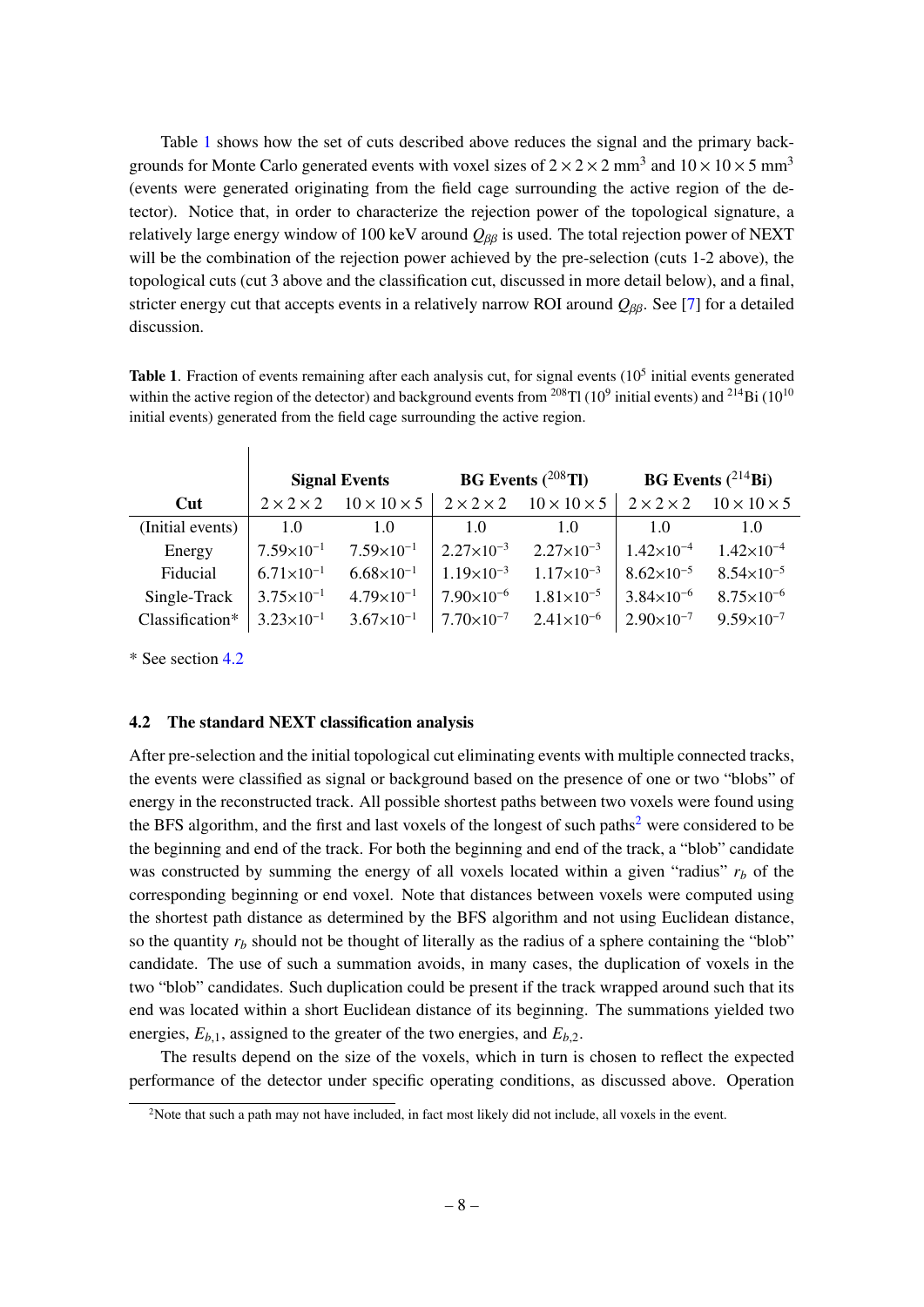Table 1 shows how the set of cuts described above reduces the signal and the primary backgrounds for Monte Carlo generated events with voxel sizes of $2 \times 2 \times 2$ mm$^3$ and $10 \times 10 \times 5$ mm$^3$ (events were generated originating from the field cage surrounding the active region of the detector). Notice that, in order to characterize the rejection power of the topological signature, a relatively large energy window of 100 keV around $Q_{\beta\beta}$ is used. The total rejection power of NEXT will be the combination of the rejection power achieved by the pre-selection (cuts 1-2 above), the topological cuts (cut 3 above and the classification cut, discussed in more detail below), and a final, stricter energy cut that accepts events in a relatively narrow ROI around $Q_{\beta\beta}$. See [7] for a detailed discussion.

**Table 1**. Fraction of events remaining after each analysis cut, for signal events ($10^5$ initial events generated within the active region of the detector) and background events from $^{208}$Tl ($10^9$ initial events) and $^{214}$Bi ($10^{10}$ initial events) generated from the field cage surrounding the active region.

| | **Signal Events** | | **BG Events ($^{208}$Tl)** | | **BG Events ($^{214}$Bi)** | |
|---|---|---|---|---|---|---|
| **Cut** | $2 \times 2 \times 2$ | $10 \times 10 \times 5$ | $2 \times 2 \times 2$ | $10 \times 10 \times 5$ | $2 \times 2 \times 2$ | $10 \times 10 \times 5$ |
| (Initial events) | 1.0 | 1.0 | 1.0 | 1.0 | 1.0 | 1.0 |
| Energy | $7.59{\times}10^{-1}$ | $7.59{\times}10^{-1}$ | $2.27{\times}10^{-3}$ | $2.27{\times}10^{-3}$ | $1.42{\times}10^{-4}$ | $1.42{\times}10^{-4}$ |
| Fiducial | $6.71{\times}10^{-1}$ | $6.68{\times}10^{-1}$ | $1.19{\times}10^{-3}$ | $1.17{\times}10^{-3}$ | $8.62{\times}10^{-5}$ | $8.54{\times}10^{-5}$ |
| Single-Track | $3.75{\times}10^{-1}$ | $4.79{\times}10^{-1}$ | $7.90{\times}10^{-6}$ | $1.81{\times}10^{-5}$ | $3.84{\times}10^{-6}$ | $8.75{\times}10^{-6}$ |
| Classification* | $3.23{\times}10^{-1}$ | $3.67{\times}10^{-1}$ | $7.70{\times}10^{-7}$ | $2.41{\times}10^{-6}$ | $2.90{\times}10^{-7}$ | $9.59{\times}10^{-7}$ |

* See section 4.2

### 4.2 The standard NEXT classification analysis

After pre-selection and the initial topological cut eliminating events with multiple connected tracks, the events were classified as signal or background based on the presence of one or two "blobs" of energy in the reconstructed track. All possible shortest paths between two voxels were found using the BFS algorithm, and the first and last voxels of the longest of such paths[2] were considered to be the beginning and end of the track. For both the beginning and end of the track, a "blob" candidate was constructed by summing the energy of all voxels located within a given "radius" $r_b$ of the corresponding beginning or end voxel. Note that distances between voxels were computed using the shortest path distance as determined by the BFS algorithm and not using Euclidean distance, so the quantity $r_b$ should not be thought of literally as the radius of a sphere containing the "blob" candidate. The use of such a summation avoids, in many cases, the duplication of voxels in the two "blob" candidates. Such duplication could be present if the track wrapped around such that its end was located within a short Euclidean distance of its beginning. The summations yielded two energies, $E_{b,1}$, assigned to the greater of the two energies, and $E_{b,2}$.

The results depend on the size of the voxels, which in turn is chosen to reflect the expected performance of the detector under specific operating conditions, as discussed above. Operation

[2] Note that such a path may not have included, in fact most likely did not include, all voxels in the event.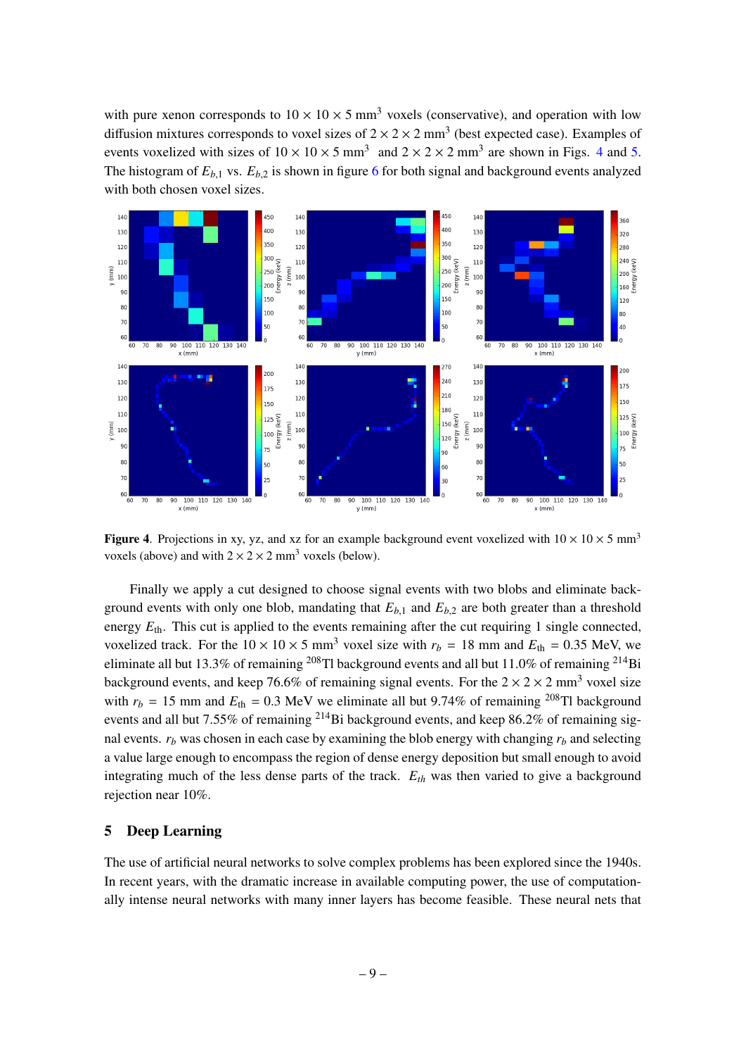with pure xenon corresponds to $10 \times 10 \times 5$ mm$^3$ voxels (conservative), and operation with low diffusion mixtures corresponds to voxel sizes of $2 \times 2 \times 2$ mm$^3$ (best expected case). Examples of events voxelized with sizes of $10 \times 10 \times 5$ mm$^3$ and $2 \times 2 \times 2$ mm$^3$ are shown in Figs. 4 and 5. The histogram of $E_{b,1}$ vs. $E_{b,2}$ is shown in figure 6 for both signal and background events analyzed with both chosen voxel sizes.

**Figure 4**. Projections in xy, yz, and xz for an example background event voxelized with $10 \times 10 \times 5$ mm$^3$ voxels (above) and with $2 \times 2 \times 2$ mm$^3$ voxels (below).

Finally we apply a cut designed to choose signal events with two blobs and eliminate background events with only one blob, mandating that $E_{b,1}$ and $E_{b,2}$ are both greater than a threshold energy $E_{\text{th}}$. This cut is applied to the events remaining after the cut requiring 1 single connected, voxelized track. For the $10 \times 10 \times 5$ mm$^3$ voxel size with $r_b$ = 18 mm and $E_{\text{th}}$ = 0.35 MeV, we eliminate all but 13.3% of remaining $^{208}$Tl background events and all but 11.0% of remaining $^{214}$Bi background events, and keep 76.6% of remaining signal events. For the $2 \times 2 \times 2$ mm$^3$ voxel size with $r_b$ = 15 mm and $E_{\text{th}}$ = 0.3 MeV we eliminate all but 9.74% of remaining $^{208}$Tl background events and all but 7.55% of remaining $^{214}$Bi background events, and keep 86.2% of remaining signal events. $r_b$ was chosen in each case by examining the blob energy with changing $r_b$ and selecting a value large enough to encompass the region of dense energy deposition but small enough to avoid integrating much of the less dense parts of the track. $E_{th}$ was then varied to give a background rejection near 10%.

## 5 Deep Learning

The use of artificial neural networks to solve complex problems has been explored since the 1940s. In recent years, with the dramatic increase in available computing power, the use of computationally intense neural networks with many inner layers has become feasible. These neural nets that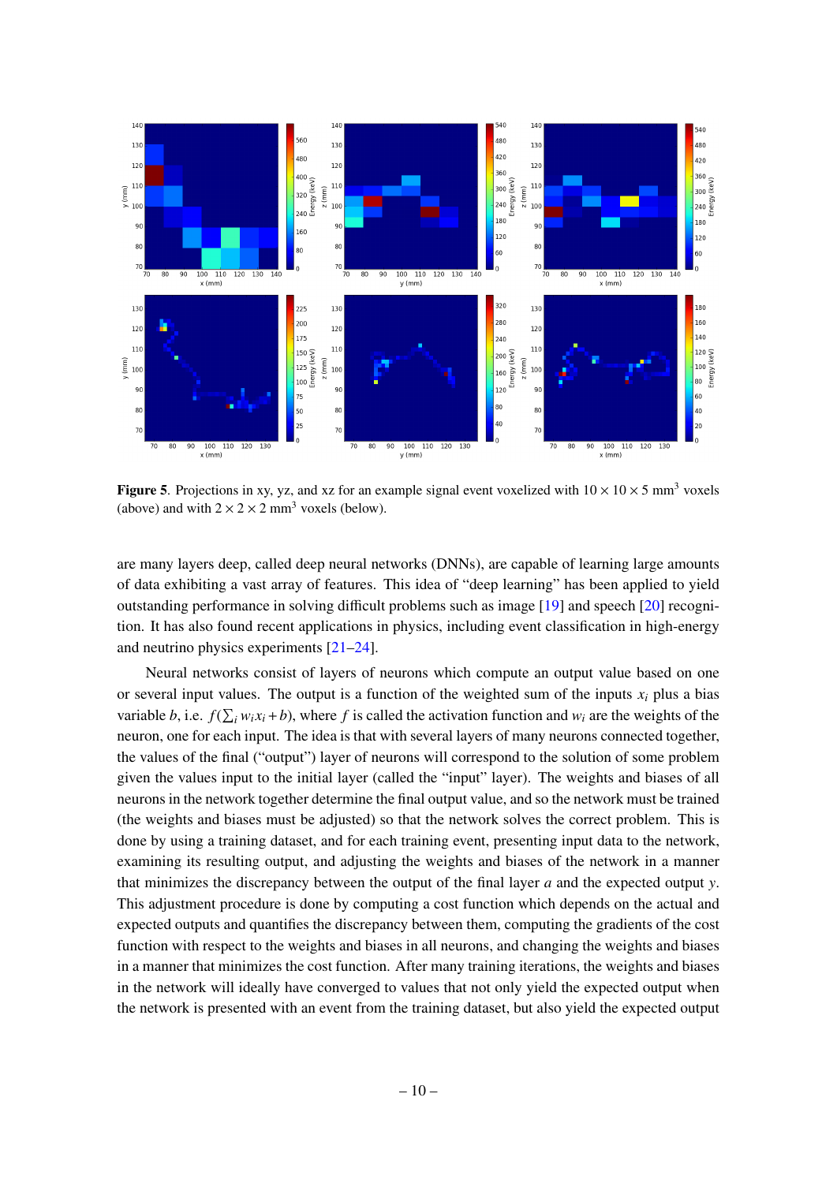**Figure 5**. Projections in xy, yz, and xz for an example signal event voxelized with $10 \times 10 \times 5$ mm$^3$ voxels (above) and with $2 \times 2 \times 2$ mm$^3$ voxels (below).

are many layers deep, called deep neural networks (DNNs), are capable of learning large amounts of data exhibiting a vast array of features. This idea of "deep learning" has been applied to yield outstanding performance in solving difficult problems such as image [19] and speech [20] recognition. It has also found recent applications in physics, including event classification in high-energy and neutrino physics experiments [21–24].

Neural networks consist of layers of neurons which compute an output value based on one or several input values. The output is a function of the weighted sum of the inputs $x_i$ plus a bias variable $b$, i.e. $f(\sum_i w_i x_i + b)$, where $f$ is called the activation function and $w_i$ are the weights of the neuron, one for each input. The idea is that with several layers of many neurons connected together, the values of the final ("output") layer of neurons will correspond to the solution of some problem given the values input to the initial layer (called the "input" layer). The weights and biases of all neurons in the network together determine the final output value, and so the network must be trained (the weights and biases must be adjusted) so that the network solves the correct problem. This is done by using a training dataset, and for each training event, presenting input data to the network, examining its resulting output, and adjusting the weights and biases of the network in a manner that minimizes the discrepancy between the output of the final layer $a$ and the expected output $y$. This adjustment procedure is done by computing a cost function which depends on the actual and expected outputs and quantifies the discrepancy between them, computing the gradients of the cost function with respect to the weights and biases in all neurons, and changing the weights and biases in a manner that minimizes the cost function. After many training iterations, the weights and biases in the network will ideally have converged to values that not only yield the expected output when the network is presented with an event from the training dataset, but also yield the expected output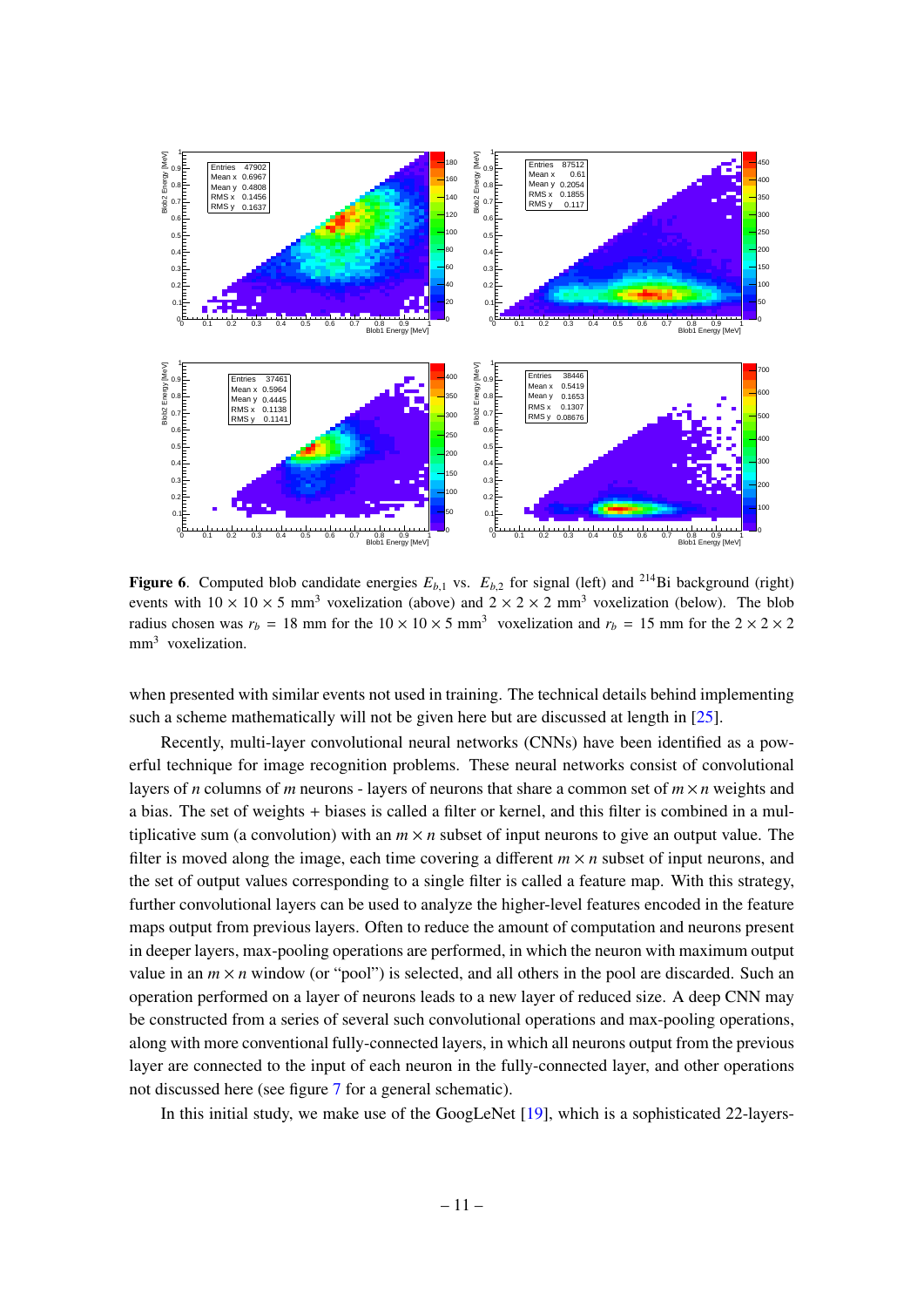**Figure 6**. Computed blob candidate energies $E_{b,1}$ vs. $E_{b,2}$ for signal (left) and $^{214}$Bi background (right) events with $10 \times 10 \times 5$ mm$^3$ voxelization (above) and $2 \times 2 \times 2$ mm$^3$ voxelization (below). The blob radius chosen was $r_b = 18$ mm for the $10 \times 10 \times 5$ mm$^3$ voxelization and $r_b = 15$ mm for the $2 \times 2 \times 2$ mm$^3$ voxelization.

when presented with similar events not used in training. The technical details behind implementing such a scheme mathematically will not be given here but are discussed at length in [25].

Recently, multi-layer convolutional neural networks (CNNs) have been identified as a powerful technique for image recognition problems. These neural networks consist of convolutional layers of $n$ columns of $m$ neurons - layers of neurons that share a common set of $m \times n$ weights and a bias. The set of weights + biases is called a filter or kernel, and this filter is combined in a multiplicative sum (a convolution) with an $m \times n$ subset of input neurons to give an output value. The filter is moved along the image, each time covering a different $m \times n$ subset of input neurons, and the set of output values corresponding to a single filter is called a feature map. With this strategy, further convolutional layers can be used to analyze the higher-level features encoded in the feature maps output from previous layers. Often to reduce the amount of computation and neurons present in deeper layers, max-pooling operations are performed, in which the neuron with maximum output value in an $m \times n$ window (or "pool") is selected, and all others in the pool are discarded. Such an operation performed on a layer of neurons leads to a new layer of reduced size. A deep CNN may be constructed from a series of several such convolutional operations and max-pooling operations, along with more conventional fully-connected layers, in which all neurons output from the previous layer are connected to the input of each neuron in the fully-connected layer, and other operations not discussed here (see figure 7 for a general schematic).

In this initial study, we make use of the GoogLeNet [19], which is a sophisticated 22-layers-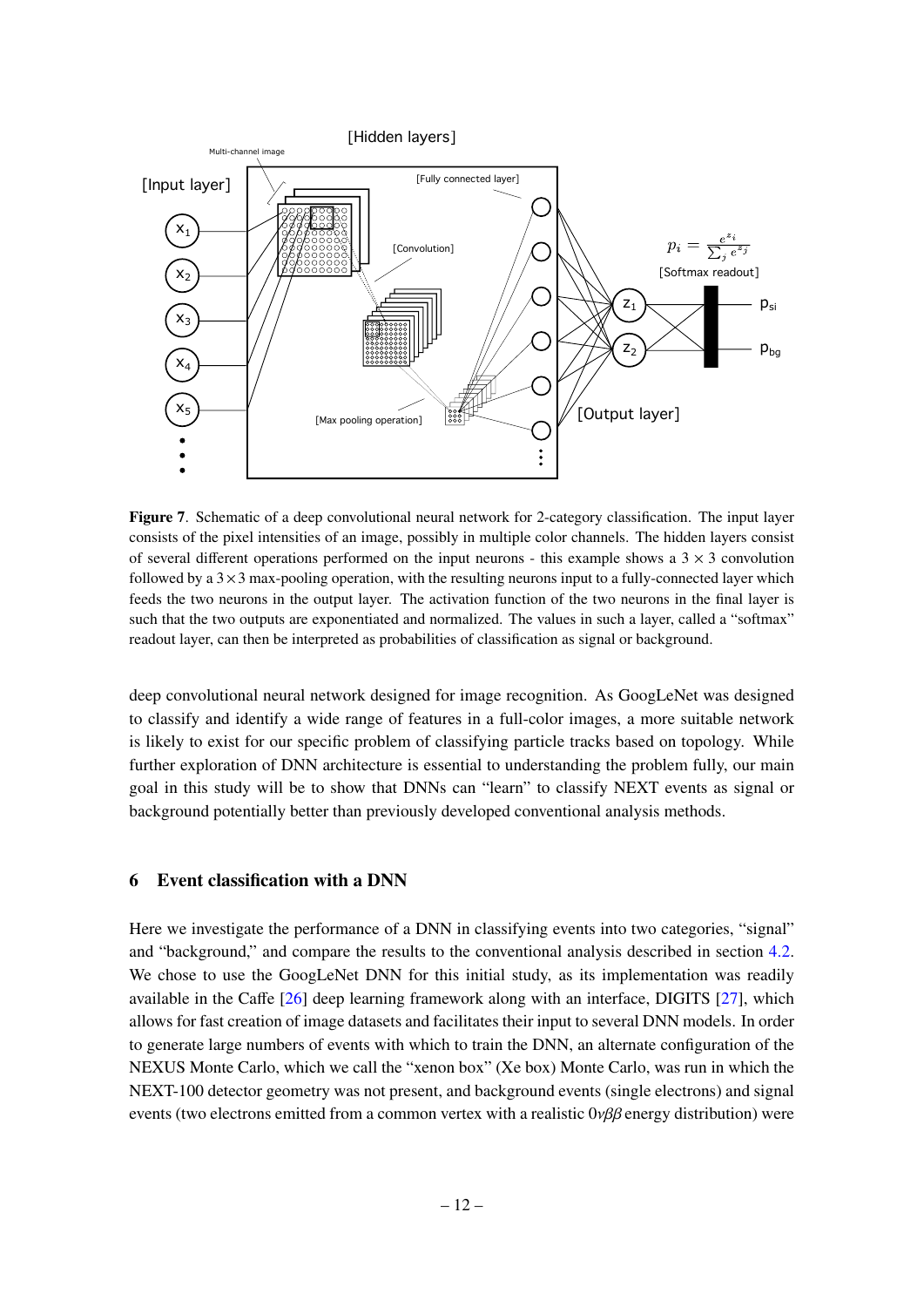**Figure 7**. Schematic of a deep convolutional neural network for 2-category classification. The input layer consists of the pixel intensities of an image, possibly in multiple color channels. The hidden layers consist of several different operations performed on the input neurons - this example shows a $3 \times 3$ convolution followed by a $3 \times 3$ max-pooling operation, with the resulting neurons input to a fully-connected layer which feeds the two neurons in the output layer. The activation function of the two neurons in the final layer is such that the two outputs are exponentiated and normalized. The values in such a layer, called a "softmax" readout layer, can then be interpreted as probabilities of classification as signal or background.

deep convolutional neural network designed for image recognition. As GoogLeNet was designed to classify and identify a wide range of features in a full-color images, a more suitable network is likely to exist for our specific problem of classifying particle tracks based on topology. While further exploration of DNN architecture is essential to understanding the problem fully, our main goal in this study will be to show that DNNs can "learn" to classify NEXT events as signal or background potentially better than previously developed conventional analysis methods.

## 6 Event classification with a DNN

Here we investigate the performance of a DNN in classifying events into two categories, "signal" and "background," and compare the results to the conventional analysis described in section 4.2. We chose to use the GoogLeNet DNN for this initial study, as its implementation was readily available in the Caffe [26] deep learning framework along with an interface, DIGITS [27], which allows for fast creation of image datasets and facilitates their input to several DNN models. In order to generate large numbers of events with which to train the DNN, an alternate configuration of the NEXUS Monte Carlo, which we call the "xenon box" (Xe box) Monte Carlo, was run in which the NEXT-100 detector geometry was not present, and background events (single electrons) and signal events (two electrons emitted from a common vertex with a realistic $0\nu\beta\beta$ energy distribution) were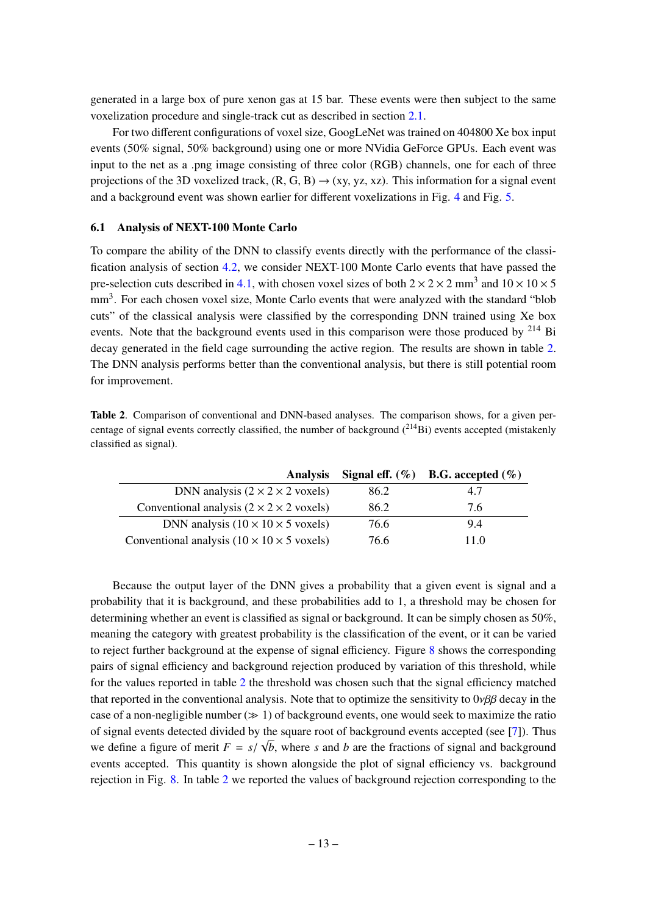generated in a large box of pure xenon gas at 15 bar. These events were then subject to the same voxelization procedure and single-track cut as described in section 2.1.

For two different configurations of voxel size, GoogLeNet was trained on 404800 Xe box input events (50% signal, 50% background) using one or more NVidia GeForce GPUs. Each event was input to the net as a .png image consisting of three color (RGB) channels, one for each of three projections of the 3D voxelized track, (R, G, B) $\rightarrow$ (xy, yz, xz). This information for a signal event and a background event was shown earlier for different voxelizations in Fig. 4 and Fig. 5.

### 6.1 Analysis of NEXT-100 Monte Carlo

To compare the ability of the DNN to classify events directly with the performance of the classification analysis of section 4.2, we consider NEXT-100 Monte Carlo events that have passed the pre-selection cuts described in 4.1, with chosen voxel sizes of both $2 \times 2 \times 2$ mm$^3$ and $10 \times 10 \times 5$ mm$^3$. For each chosen voxel size, Monte Carlo events that were analyzed with the standard "blob cuts" of the classical analysis were classified by the corresponding DNN trained using Xe box events. Note that the background events used in this comparison were those produced by $^{214}$ Bi decay generated in the field cage surrounding the active region. The results are shown in table 2. The DNN analysis performs better than the conventional analysis, but there is still potential room for improvement.

**Table 2**. Comparison of conventional and DNN-based analyses. The comparison shows, for a given percentage of signal events correctly classified, the number of background ($^{214}$Bi) events accepted (mistakenly classified as signal).

| Analysis | Signal eff. (%) | B.G. accepted (%) |
|---:|:---:|:---:|
| DNN analysis ($2 \times 2 \times 2$ voxels) | 86.2 | 4.7 |
| Conventional analysis ($2 \times 2 \times 2$ voxels) | 86.2 | 7.6 |
| DNN analysis ($10 \times 10 \times 5$ voxels) | 76.6 | 9.4 |
| Conventional analysis ($10 \times 10 \times 5$ voxels) | 76.6 | 11.0 |

Because the output layer of the DNN gives a probability that a given event is signal and a probability that it is background, and these probabilities add to 1, a threshold may be chosen for determining whether an event is classified as signal or background. It can be simply chosen as 50%, meaning the category with greatest probability is the classification of the event, or it can be varied to reject further background at the expense of signal efficiency. Figure 8 shows the corresponding pairs of signal efficiency and background rejection produced by variation of this threshold, while for the values reported in table 2 the threshold was chosen such that the signal efficiency matched that reported in the conventional analysis. Note that to optimize the sensitivity to $0\nu\beta\beta$ decay in the case of a non-negligible number ($\gg 1$) of background events, one would seek to maximize the ratio of signal events detected divided by the square root of background events accepted (see [7]). Thus we define a figure of merit $F = s/\sqrt{b}$, where $s$ and $b$ are the fractions of signal and background events accepted. This quantity is shown alongside the plot of signal efficiency vs. background rejection in Fig. 8. In table 2 we reported the values of background rejection corresponding to the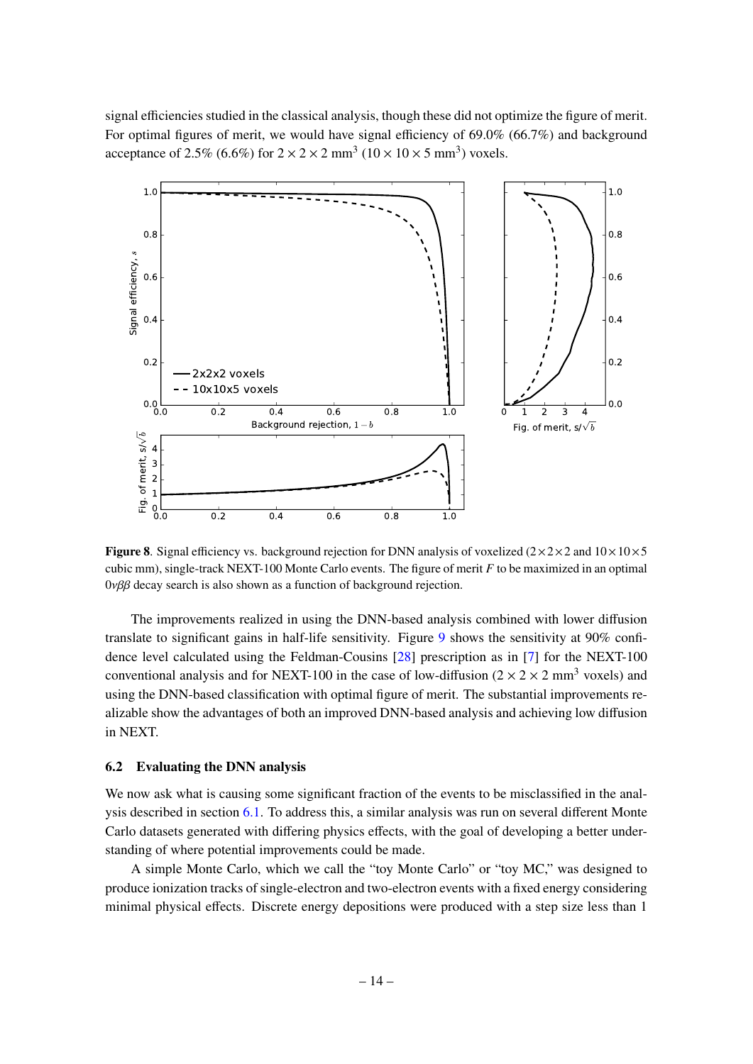signal efficiencies studied in the classical analysis, though these did not optimize the figure of merit. For optimal figures of merit, we would have signal efficiency of 69.0% (66.7%) and background acceptance of 2.5% (6.6%) for $2 \times 2 \times 2$ mm$^3$ ($10 \times 10 \times 5$ mm$^3$) voxels.

**Figure 8**. Signal efficiency vs. background rejection for DNN analysis of voxelized ($2\times2\times2$ and $10\times10\times5$ cubic mm), single-track NEXT-100 Monte Carlo events. The figure of merit $F$ to be maximized in an optimal $0\nu\beta\beta$ decay search is also shown as a function of background rejection.

The improvements realized in using the DNN-based analysis combined with lower diffusion translate to significant gains in half-life sensitivity. Figure 9 shows the sensitivity at 90% confidence level calculated using the Feldman-Cousins [28] prescription as in [7] for the NEXT-100 conventional analysis and for NEXT-100 in the case of low-diffusion ($2 \times 2 \times 2$ mm$^3$ voxels) and using the DNN-based classification with optimal figure of merit. The substantial improvements realizable show the advantages of both an improved DNN-based analysis and achieving low diffusion in NEXT.

### 6.2 Evaluating the DNN analysis

We now ask what is causing some significant fraction of the events to be misclassified in the analysis described in section 6.1. To address this, a similar analysis was run on several different Monte Carlo datasets generated with differing physics effects, with the goal of developing a better understanding of where potential improvements could be made.

A simple Monte Carlo, which we call the "toy Monte Carlo" or "toy MC," was designed to produce ionization tracks of single-electron and two-electron events with a fixed energy considering minimal physical effects. Discrete energy depositions were produced with a step size less than 1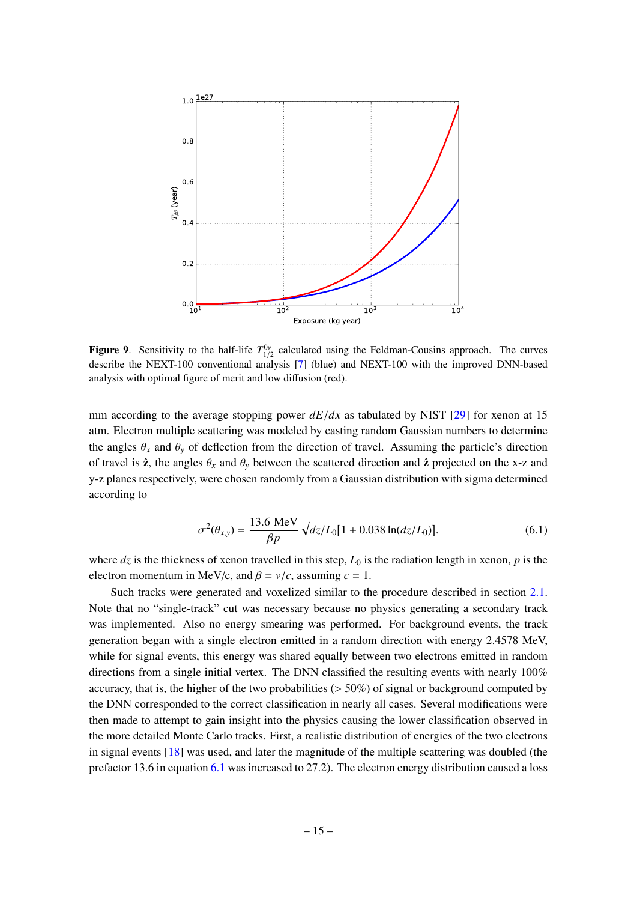**Figure 9**. Sensitivity to the half-life $T_{1/2}^{0\nu}$ calculated using the Feldman-Cousins approach. The curves describe the NEXT-100 conventional analysis [7] (blue) and NEXT-100 with the improved DNN-based analysis with optimal figure of merit and low diffusion (red).

mm according to the average stopping power $dE/dx$ as tabulated by NIST [29] for xenon at 15 atm. Electron multiple scattering was modeled by casting random Gaussian numbers to determine the angles $\theta_x$ and $\theta_y$ of deflection from the direction of travel. Assuming the particle's direction of travel is $\hat{\mathbf{z}}$, the angles $\theta_x$ and $\theta_y$ between the scattered direction and $\hat{\mathbf{z}}$ projected on the x-z and y-z planes respectively, were chosen randomly from a Gaussian distribution with sigma determined according to

$$\sigma^2(\theta_{x,y}) = \frac{13.6 \text{ MeV}}{\beta p} \sqrt{dz/L_0}[1 + 0.038 \ln(dz/L_0)]. \tag{6.1}$$

where $dz$ is the thickness of xenon travelled in this step, $L_0$ is the radiation length in xenon, $p$ is the electron momentum in MeV/c, and $\beta = v/c$, assuming $c = 1$.

Such tracks were generated and voxelized similar to the procedure described in section 2.1. Note that no "single-track" cut was necessary because no physics generating a secondary track was implemented. Also no energy smearing was performed. For background events, the track generation began with a single electron emitted in a random direction with energy 2.4578 MeV, while for signal events, this energy was shared equally between two electrons emitted in random directions from a single initial vertex. The DNN classified the resulting events with nearly 100% accuracy, that is, the higher of the two probabilities (> 50%) of signal or background computed by the DNN corresponded to the correct classification in nearly all cases. Several modifications were then made to attempt to gain insight into the physics causing the lower classification observed in the more detailed Monte Carlo tracks. First, a realistic distribution of energies of the two electrons in signal events [18] was used, and later the magnitude of the multiple scattering was doubled (the prefactor 13.6 in equation 6.1 was increased to 27.2). The electron energy distribution caused a loss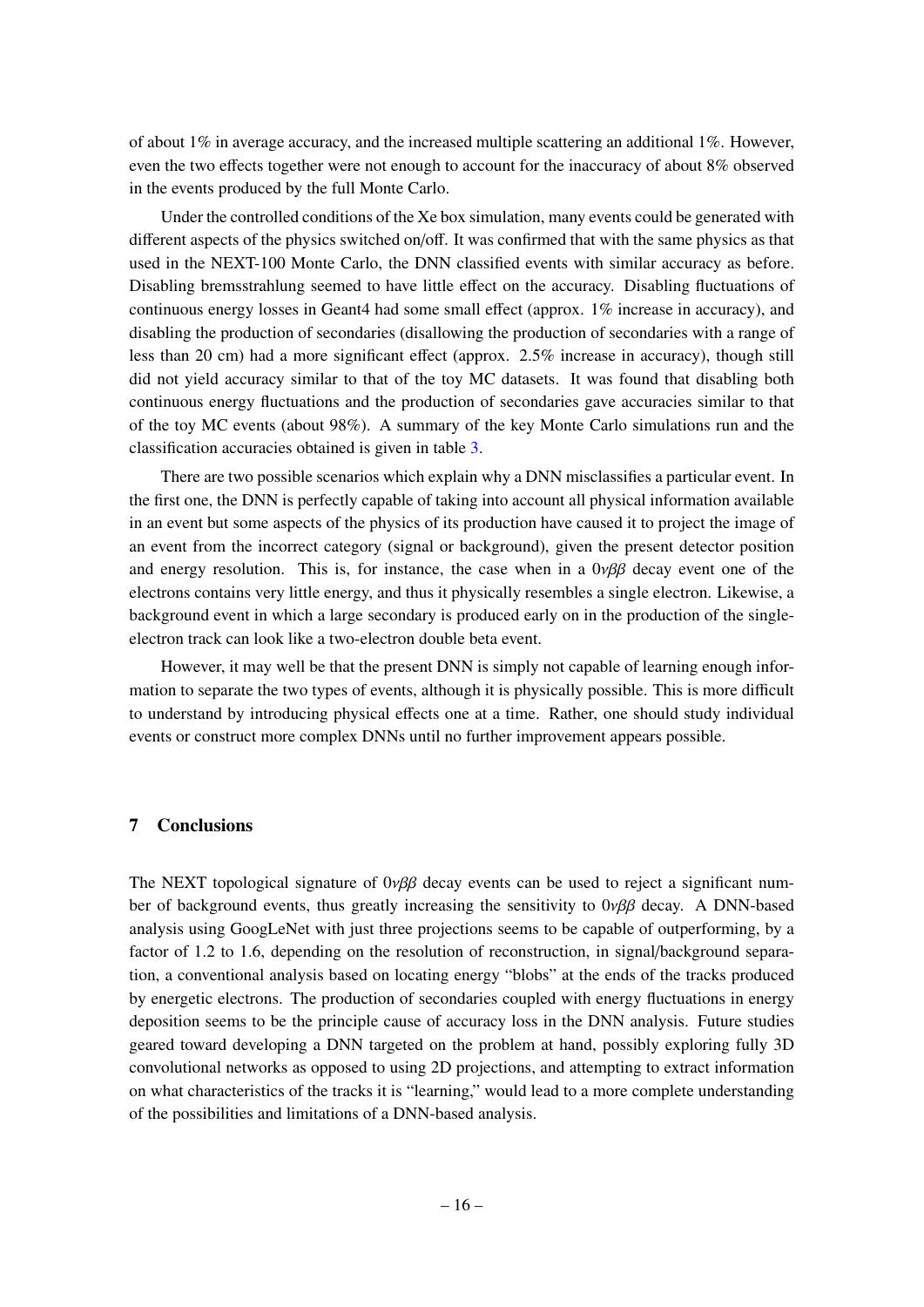of about 1% in average accuracy, and the increased multiple scattering an additional 1%. However, even the two effects together were not enough to account for the inaccuracy of about 8% observed in the events produced by the full Monte Carlo.

Under the controlled conditions of the Xe box simulation, many events could be generated with different aspects of the physics switched on/off. It was confirmed that with the same physics as that used in the NEXT-100 Monte Carlo, the DNN classified events with similar accuracy as before. Disabling bremsstrahlung seemed to have little effect on the accuracy. Disabling fluctuations of continuous energy losses in Geant4 had some small effect (approx. 1% increase in accuracy), and disabling the production of secondaries (disallowing the production of secondaries with a range of less than 20 cm) had a more significant effect (approx. 2.5% increase in accuracy), though still did not yield accuracy similar to that of the toy MC datasets. It was found that disabling both continuous energy fluctuations and the production of secondaries gave accuracies similar to that of the toy MC events (about 98%). A summary of the key Monte Carlo simulations run and the classification accuracies obtained is given in table 3.

There are two possible scenarios which explain why a DNN misclassifies a particular event. In the first one, the DNN is perfectly capable of taking into account all physical information available in an event but some aspects of the physics of its production have caused it to project the image of an event from the incorrect category (signal or background), given the present detector position and energy resolution. This is, for instance, the case when in a $0\nu\beta\beta$ decay event one of the electrons contains very little energy, and thus it physically resembles a single electron. Likewise, a background event in which a large secondary is produced early on in the production of the single-electron track can look like a two-electron double beta event.

However, it may well be that the present DNN is simply not capable of learning enough information to separate the two types of events, although it is physically possible. This is more difficult to understand by introducing physical effects one at a time. Rather, one should study individual events or construct more complex DNNs until no further improvement appears possible.

## 7 Conclusions

The NEXT topological signature of $0\nu\beta\beta$ decay events can be used to reject a significant number of background events, thus greatly increasing the sensitivity to $0\nu\beta\beta$ decay. A DNN-based analysis using GoogLeNet with just three projections seems to be capable of outperforming, by a factor of 1.2 to 1.6, depending on the resolution of reconstruction, in signal/background separation, a conventional analysis based on locating energy "blobs" at the ends of the tracks produced by energetic electrons. The production of secondaries coupled with energy fluctuations in energy deposition seems to be the principle cause of accuracy loss in the DNN analysis. Future studies geared toward developing a DNN targeted on the problem at hand, possibly exploring fully 3D convolutional networks as opposed to using 2D projections, and attempting to extract information on what characteristics of the tracks it is "learning," would lead to a more complete understanding of the possibilities and limitations of a DNN-based analysis.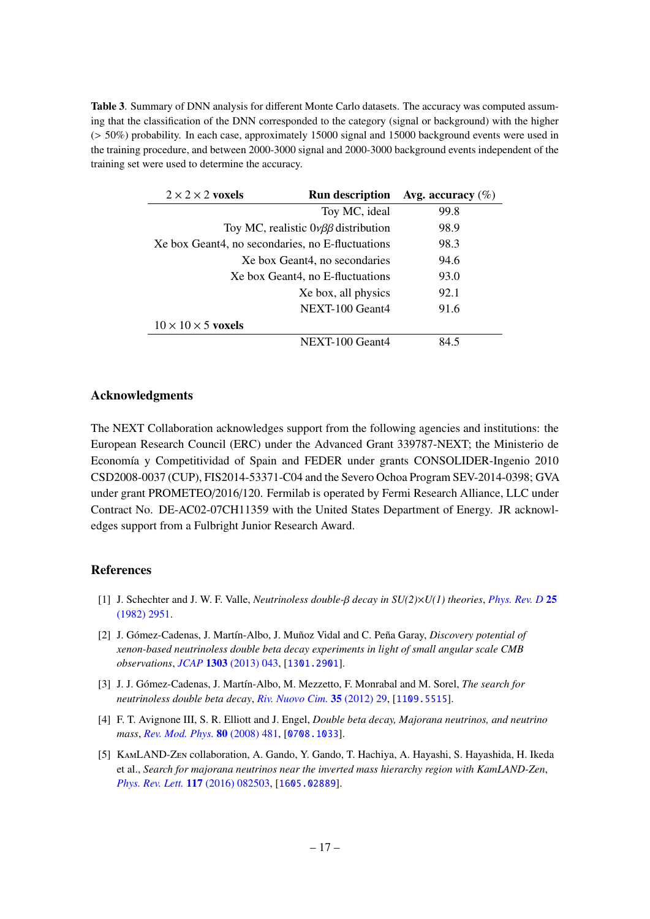**Table 3**. Summary of DNN analysis for different Monte Carlo datasets. The accuracy was computed assuming that the classification of the DNN corresponded to the category (signal or background) with the higher ($> 50\%$) probability. In each case, approximately 15000 signal and 15000 background events were used in the training procedure, and between 2000-3000 signal and 2000-3000 background events independent of the training set were used to determine the accuracy.

| $2 \times 2 \times 2$ **voxels** | **Run description** | **Avg. accuracy** (%) |
|---|---|---|
| | Toy MC, ideal | 99.8 |
| | Toy MC, realistic $0\nu\beta\beta$ distribution | 98.9 |
| | Xe box Geant4, no secondaries, no E-fluctuations | 98.3 |
| | Xe box Geant4, no secondaries | 94.6 |
| | Xe box Geant4, no E-fluctuations | 93.0 |
| | Xe box, all physics | 92.1 |
| | NEXT-100 Geant4 | 91.6 |
| $10 \times 10 \times 5$ **voxels** | | |
| | NEXT-100 Geant4 | 84.5 |

## Acknowledgments

The NEXT Collaboration acknowledges support from the following agencies and institutions: the European Research Council (ERC) under the Advanced Grant 339787-NEXT; the Ministerio de Economía y Competitividad of Spain and FEDER under grants CONSOLIDER-Ingenio 2010 CSD2008-0037 (CUP), FIS2014-53371-C04 and the Severo Ochoa Program SEV-2014-0398; GVA under grant PROMETEO/2016/120. Fermilab is operated by Fermi Research Alliance, LLC under Contract No. DE-AC02-07CH11359 with the United States Department of Energy. JR acknowledges support from a Fulbright Junior Research Award.

## References

[1] J. Schechter and J. W. F. Valle, *Neutrinoless double-β decay in SU(2)×U(1) theories*, *Phys. Rev. D* **25** (1982) 2951.

[2] J. Gómez-Cadenas, J. Martín-Albo, J. Muñoz Vidal and C. Peña Garay, *Discovery potential of xenon-based neutrinoless double beta decay experiments in light of small angular scale CMB observations*, *JCAP* **1303** (2013) 043, [1301.2901].

[3] J. J. Gómez-Cadenas, J. Martín-Albo, M. Mezzetto, F. Monrabal and M. Sorel, *The search for neutrinoless double beta decay*, *Riv. Nuovo Cim.* **35** (2012) 29, [1109.5515].

[4] F. T. Avignone III, S. R. Elliott and J. Engel, *Double beta decay, Majorana neutrinos, and neutrino mass*, *Rev. Mod. Phys.* **80** (2008) 481, [0708.1033].

[5] KamLAND-Zen collaboration, A. Gando, Y. Gando, T. Hachiya, A. Hayashi, S. Hayashida, H. Ikeda et al., *Search for majorana neutrinos near the inverted mass hierarchy region with KamLAND-Zen*, *Phys. Rev. Lett.* **117** (2016) 082503, [1605.02889].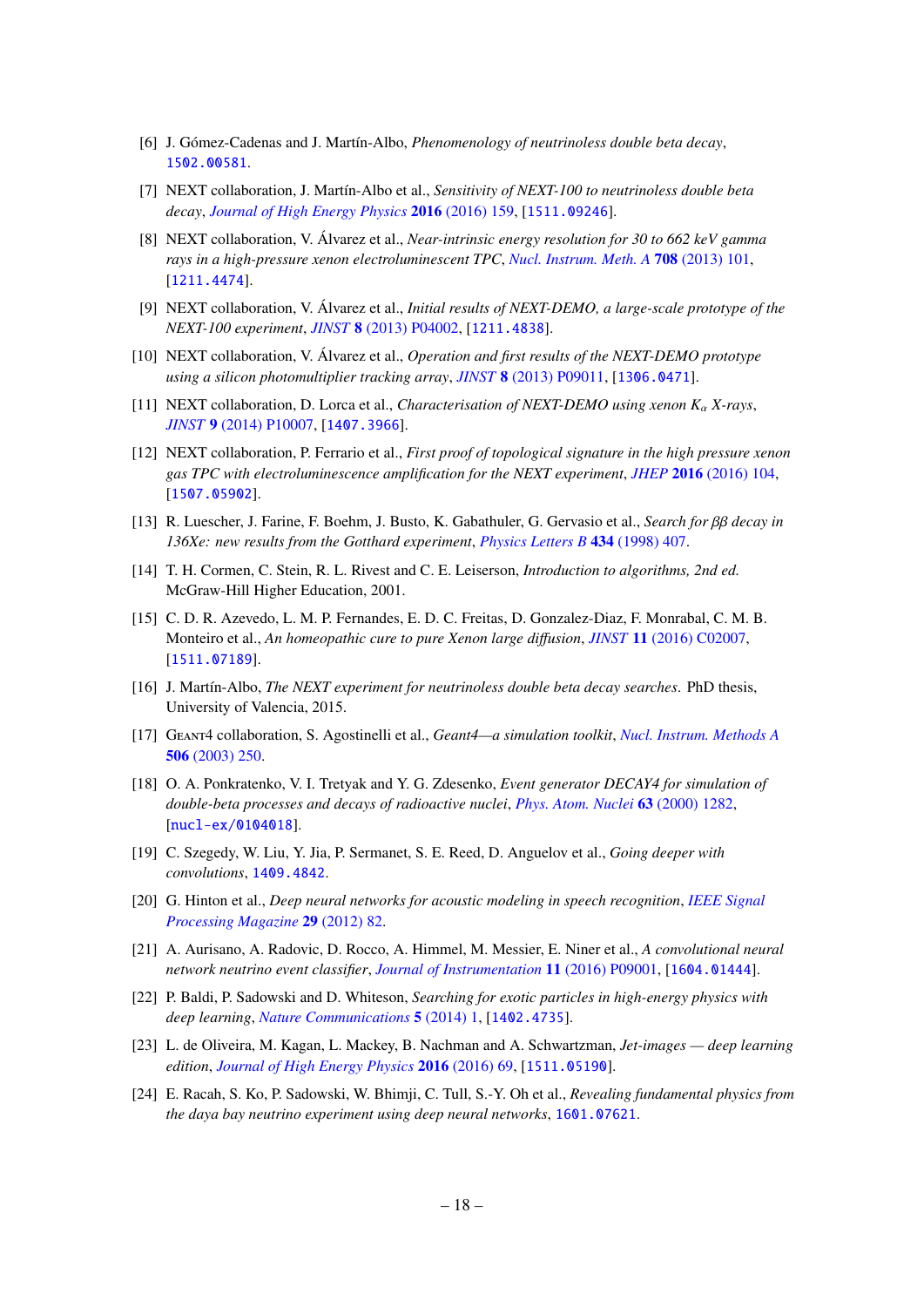[6] J. Gómez-Cadenas and J. Martín-Albo, *Phenomenology of neutrinoless double beta decay*, 1502.00581.

[7] NEXT collaboration, J. Martín-Albo et al., *Sensitivity of NEXT-100 to neutrinoless double beta decay*, *Journal of High Energy Physics* **2016** (2016) 159, [1511.09246].

[8] NEXT collaboration, V. Álvarez et al., *Near-intrinsic energy resolution for 30 to 662 keV gamma rays in a high-pressure xenon electroluminescent TPC*, *Nucl. Instrum. Meth. A* **708** (2013) 101, [1211.4474].

[9] NEXT collaboration, V. Álvarez et al., *Initial results of NEXT-DEMO, a large-scale prototype of the NEXT-100 experiment*, *JINST* **8** (2013) P04002, [1211.4838].

[10] NEXT collaboration, V. Álvarez et al., *Operation and first results of the NEXT-DEMO prototype using a silicon photomultiplier tracking array*, *JINST* **8** (2013) P09011, [1306.0471].

[11] NEXT collaboration, D. Lorca et al., *Characterisation of NEXT-DEMO using xenon $K_\alpha$ X-rays*, *JINST* **9** (2014) P10007, [1407.3966].

[12] NEXT collaboration, P. Ferrario et al., *First proof of topological signature in the high pressure xenon gas TPC with electroluminescence amplification for the NEXT experiment*, *JHEP* **2016** (2016) 104, [1507.05902].

[13] R. Luescher, J. Farine, F. Boehm, J. Busto, K. Gabathuler, G. Gervasio et al., *Search for $\beta\beta$ decay in 136Xe: new results from the Gotthard experiment*, *Physics Letters B* **434** (1998) 407.

[14] T. H. Cormen, C. Stein, R. L. Rivest and C. E. Leiserson, *Introduction to algorithms, 2nd ed.* McGraw-Hill Higher Education, 2001.

[15] C. D. R. Azevedo, L. M. P. Fernandes, E. D. C. Freitas, D. Gonzalez-Diaz, F. Monrabal, C. M. B. Monteiro et al., *An homeopathic cure to pure Xenon large diffusion*, *JINST* **11** (2016) C02007, [1511.07189].

[16] J. Martín-Albo, *The NEXT experiment for neutrinoless double beta decay searches*. PhD thesis, University of Valencia, 2015.

[17] Geant4 collaboration, S. Agostinelli et al., *Geant4—a simulation toolkit*, *Nucl. Instrum. Methods A* **506** (2003) 250.

[18] O. A. Ponkratenko, V. I. Tretyak and Y. G. Zdesenko, *Event generator DECAY4 for simulation of double-beta processes and decays of radioactive nuclei*, *Phys. Atom. Nuclei* **63** (2000) 1282, [nucl-ex/0104018].

[19] C. Szegedy, W. Liu, Y. Jia, P. Sermanet, S. E. Reed, D. Anguelov et al., *Going deeper with convolutions*, 1409.4842.

[20] G. Hinton et al., *Deep neural networks for acoustic modeling in speech recognition*, *IEEE Signal Processing Magazine* **29** (2012) 82.

[21] A. Aurisano, A. Radovic, D. Rocco, A. Himmel, M. Messier, E. Niner et al., *A convolutional neural network neutrino event classifier*, *Journal of Instrumentation* **11** (2016) P09001, [1604.01444].

[22] P. Baldi, P. Sadowski and D. Whiteson, *Searching for exotic particles in high-energy physics with deep learning*, *Nature Communications* **5** (2014) 1, [1402.4735].

[23] L. de Oliveira, M. Kagan, L. Mackey, B. Nachman and A. Schwartzman, *Jet-images — deep learning edition*, *Journal of High Energy Physics* **2016** (2016) 69, [1511.05190].

[24] E. Racah, S. Ko, P. Sadowski, W. Bhimji, C. Tull, S.-Y. Oh et al., *Revealing fundamental physics from the daya bay neutrino experiment using deep neural networks*, 1601.07621.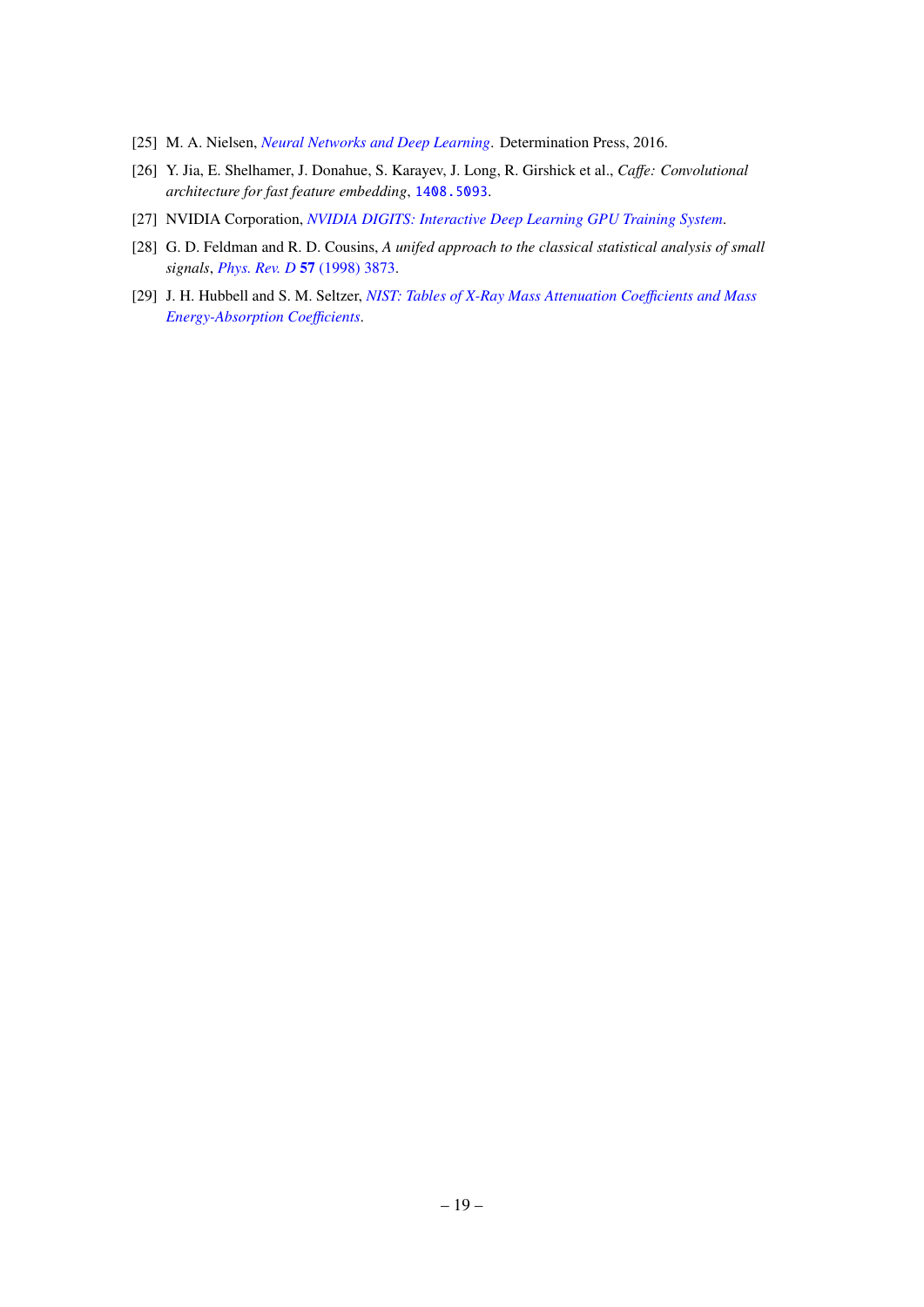[25] M. A. Nielsen, *Neural Networks and Deep Learning*. Determination Press, 2016.

[26] Y. Jia, E. Shelhamer, J. Donahue, S. Karayev, J. Long, R. Girshick et al., *Caffe: Convolutional architecture for fast feature embedding*, 1408.5093.

[27] NVIDIA Corporation, *NVIDIA DIGITS: Interactive Deep Learning GPU Training System*.

[28] G. D. Feldman and R. D. Cousins, *A unifed approach to the classical statistical analysis of small signals*, *Phys. Rev. D* **57** (1998) 3873.

[29] J. H. Hubbell and S. M. Seltzer, *NIST: Tables of X-Ray Mass Attenuation Coefficients and Mass Energy-Absorption Coefficients*.